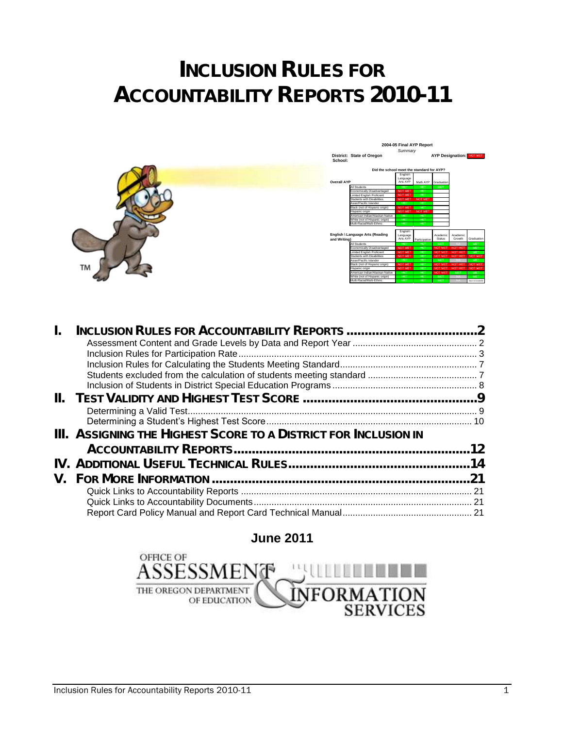# INCLUSION RULES FOR ACCOUNTABILITY REPORTS 2010-11

| | | |
|---|---|---|
| **I.** | **INCLUSION RULES FOR ACCOUNTABILITY REPORTS** | **2** |
| | Assessment Content and Grade Levels by Data and Report Year | 2 |
| | Inclusion Rules for Participation Rate | 3 |
| | Inclusion Rules for Calculating the Students Meeting Standard | 7 |
| | Students excluded from the calculation of students meeting standard | 7 |
| | Inclusion of Students in District Special Education Programs | 8 |
| **II.** | **TEST VALIDITY AND HIGHEST TEST SCORE** | **9** |
| | Determining a Valid Test | 9 |
| | Determining a Student's Highest Test Score | 10 |
| **III.** | **ASSIGNING THE HIGHEST SCORE TO A DISTRICT FOR INCLUSION IN ACCOUNTABILITY REPORTS** | **12** |
| **IV.** | **ADDITIONAL USEFUL TECHNICAL RULES** | **14** |
| **V.** | **FOR MORE INFORMATION** | **21** |
| | Quick Links to Accountability Reports | 21 |
| | Quick Links to Accountability Documents | 21 |
| | Report Card Policy Manual and Report Card Technical Manual | 21 |

**June 2011**

OFFICE OF ASSESSMENT & INFORMATION SERVICES
THE OREGON DEPARTMENT OF EDUCATION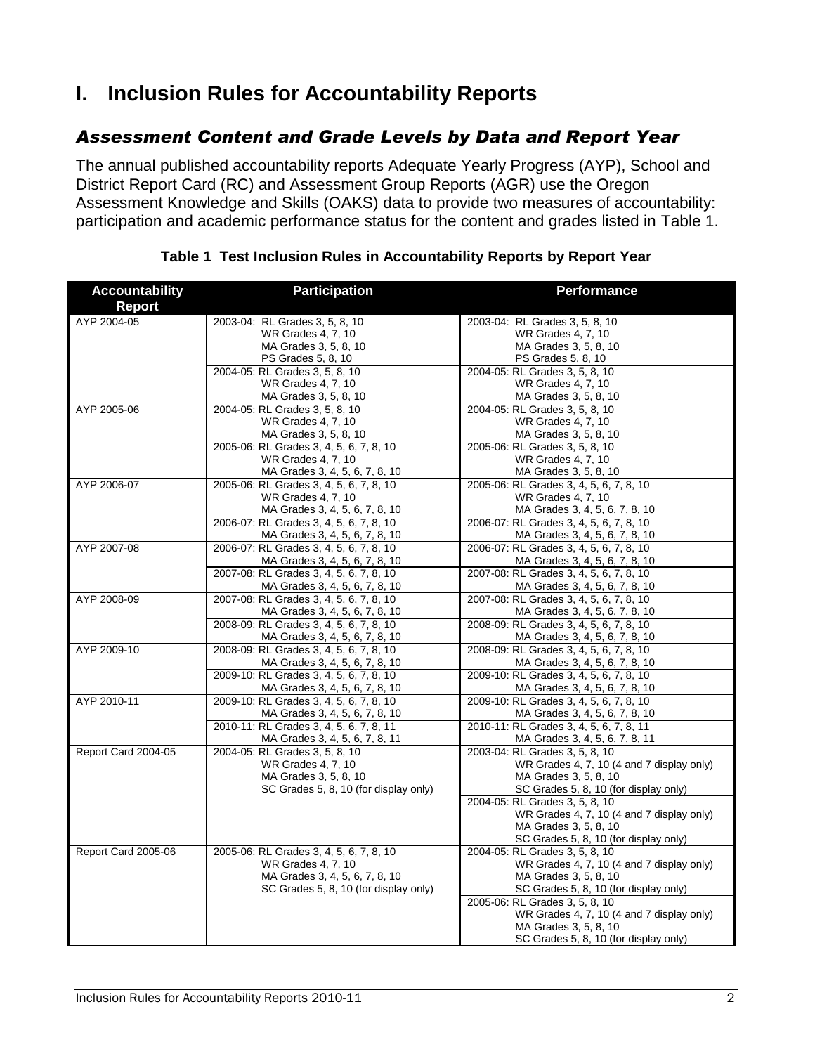# I. Inclusion Rules for Accountability Reports

## *Assessment Content and Grade Levels by Data and Report Year*

The annual published accountability reports Adequate Yearly Progress (AYP), School and District Report Card (RC) and Assessment Group Reports (AGR) use the Oregon Assessment Knowledge and Skills (OAKS) data to provide two measures of accountability: participation and academic performance status for the content and grades listed in Table 1.

**Table 1 Test Inclusion Rules in Accountability Reports by Report Year**

| Accountability Report | Participation | Performance |
|---|---|---|
| AYP 2004-05 | 2003-04: RL Grades 3, 5, 8, 10<br>WR Grades 4, 7, 10<br>MA Grades 3, 5, 8, 10<br>PS Grades 5, 8, 10 | 2003-04: RL Grades 3, 5, 8, 10<br>WR Grades 4, 7, 10<br>MA Grades 3, 5, 8, 10<br>PS Grades 5, 8, 10 |
| | 2004-05: RL Grades 3, 5, 8, 10<br>WR Grades 4, 7, 10<br>MA Grades 3, 5, 8, 10 | 2004-05: RL Grades 3, 5, 8, 10<br>WR Grades 4, 7, 10<br>MA Grades 3, 5, 8, 10 |
| AYP 2005-06 | 2004-05: RL Grades 3, 5, 8, 10<br>WR Grades 4, 7, 10<br>MA Grades 3, 5, 8, 10 | 2004-05: RL Grades 3, 5, 8, 10<br>WR Grades 4, 7, 10<br>MA Grades 3, 5, 8, 10 |
| | 2005-06: RL Grades 3, 4, 5, 6, 7, 8, 10<br>WR Grades 4, 7, 10<br>MA Grades 3, 4, 5, 6, 7, 8, 10 | 2005-06: RL Grades 3, 5, 8, 10<br>WR Grades 4, 7, 10<br>MA Grades 3, 5, 8, 10 |
| AYP 2006-07 | 2005-06: RL Grades 3, 4, 5, 6, 7, 8, 10<br>WR Grades 4, 7, 10<br>MA Grades 3, 4, 5, 6, 7, 8, 10 | 2005-06: RL Grades 3, 4, 5, 6, 7, 8, 10<br>WR Grades 4, 7, 10<br>MA Grades 3, 4, 5, 6, 7, 8, 10 |
| | 2006-07: RL Grades 3, 4, 5, 6, 7, 8, 10<br>MA Grades 3, 4, 5, 6, 7, 8, 10 | 2006-07: RL Grades 3, 4, 5, 6, 7, 8, 10<br>MA Grades 3, 4, 5, 6, 7, 8, 10 |
| AYP 2007-08 | 2006-07: RL Grades 3, 4, 5, 6, 7, 8, 10<br>MA Grades 3, 4, 5, 6, 7, 8, 10 | 2006-07: RL Grades 3, 4, 5, 6, 7, 8, 10<br>MA Grades 3, 4, 5, 6, 7, 8, 10 |
| | 2007-08: RL Grades 3, 4, 5, 6, 7, 8, 10<br>MA Grades 3, 4, 5, 6, 7, 8, 10 | 2007-08: RL Grades 3, 4, 5, 6, 7, 8, 10<br>MA Grades 3, 4, 5, 6, 7, 8, 10 |
| AYP 2008-09 | 2007-08: RL Grades 3, 4, 5, 6, 7, 8, 10<br>MA Grades 3, 4, 5, 6, 7, 8, 10 | 2007-08: RL Grades 3, 4, 5, 6, 7, 8, 10<br>MA Grades 3, 4, 5, 6, 7, 8, 10 |
| | 2008-09: RL Grades 3, 4, 5, 6, 7, 8, 10<br>MA Grades 3, 4, 5, 6, 7, 8, 10 | 2008-09: RL Grades 3, 4, 5, 6, 7, 8, 10<br>MA Grades 3, 4, 5, 6, 7, 8, 10 |
| AYP 2009-10 | 2008-09: RL Grades 3, 4, 5, 6, 7, 8, 10<br>MA Grades 3, 4, 5, 6, 7, 8, 10 | 2008-09: RL Grades 3, 4, 5, 6, 7, 8, 10<br>MA Grades 3, 4, 5, 6, 7, 8, 10 |
| | 2009-10: RL Grades 3, 4, 5, 6, 7, 8, 10<br>MA Grades 3, 4, 5, 6, 7, 8, 10 | 2009-10: RL Grades 3, 4, 5, 6, 7, 8, 10<br>MA Grades 3, 4, 5, 6, 7, 8, 10 |
| AYP 2010-11 | 2009-10: RL Grades 3, 4, 5, 6, 7, 8, 10<br>MA Grades 3, 4, 5, 6, 7, 8, 10 | 2009-10: RL Grades 3, 4, 5, 6, 7, 8, 10<br>MA Grades 3, 4, 5, 6, 7, 8, 10 |
| | 2010-11: RL Grades 3, 4, 5, 6, 7, 8, 11<br>MA Grades 3, 4, 5, 6, 7, 8, 11 | 2010-11: RL Grades 3, 4, 5, 6, 7, 8, 11<br>MA Grades 3, 4, 5, 6, 7, 8, 11 |
| Report Card 2004-05 | 2004-05: RL Grades 3, 5, 8, 10<br>WR Grades 4, 7, 10<br>MA Grades 3, 5, 8, 10<br>SC Grades 5, 8, 10 (for display only) | 2003-04: RL Grades 3, 5, 8, 10<br>WR Grades 4, 7, 10 (4 and 7 display only)<br>MA Grades 3, 5, 8, 10<br>SC Grades 5, 8, 10 (for display only) |
| | | 2004-05: RL Grades 3, 5, 8, 10<br>WR Grades 4, 7, 10 (4 and 7 display only)<br>MA Grades 3, 5, 8, 10<br>SC Grades 5, 8, 10 (for display only) |
| Report Card 2005-06 | 2005-06: RL Grades 3, 4, 5, 6, 7, 8, 10<br>WR Grades 4, 7, 10<br>MA Grades 3, 4, 5, 6, 7, 8, 10<br>SC Grades 5, 8, 10 (for display only) | 2004-05: RL Grades 3, 5, 8, 10<br>WR Grades 4, 7, 10 (4 and 7 display only)<br>MA Grades 3, 5, 8, 10<br>SC Grades 5, 8, 10 (for display only) |
| | | 2005-06: RL Grades 3, 5, 8, 10<br>WR Grades 4, 7, 10 (4 and 7 display only)<br>MA Grades 3, 5, 8, 10<br>SC Grades 5, 8, 10 (for display only) |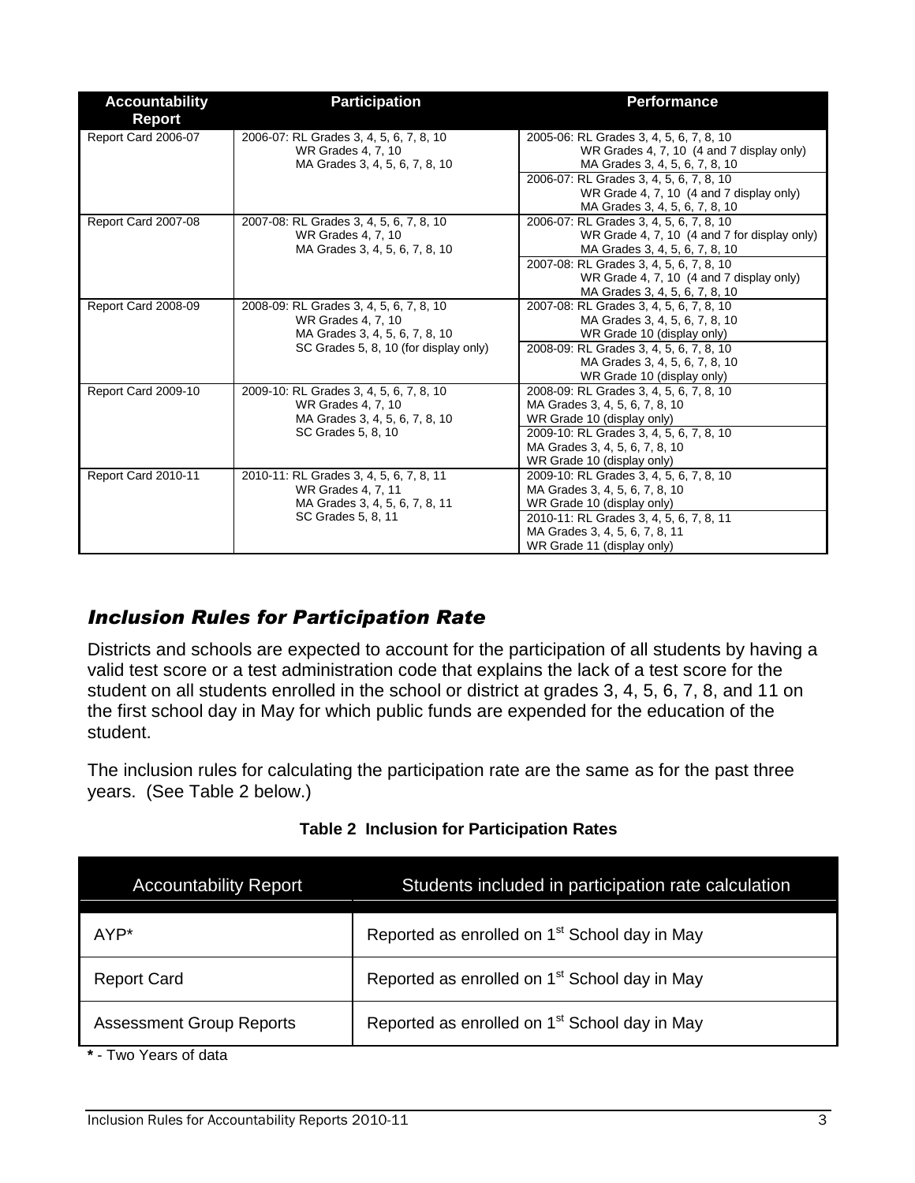| Accountability Report | Participation | Performance |
| --- | --- | --- |
| Report Card 2006-07 | 2006-07: RL Grades 3, 4, 5, 6, 7, 8, 10<br>WR Grades 4, 7, 10<br>MA Grades 3, 4, 5, 6, 7, 8, 10 | 2005-06: RL Grades 3, 4, 5, 6, 7, 8, 10<br>WR Grades 4, 7, 10 (4 and 7 display only)<br>MA Grades 3, 4, 5, 6, 7, 8, 10<br>2006-07: RL Grades 3, 4, 5, 6, 7, 8, 10<br>WR Grade 4, 7, 10 (4 and 7 display only)<br>MA Grades 3, 4, 5, 6, 7, 8, 10 |
| Report Card 2007-08 | 2007-08: RL Grades 3, 4, 5, 6, 7, 8, 10<br>WR Grades 4, 7, 10<br>MA Grades 3, 4, 5, 6, 7, 8, 10 | 2006-07: RL Grades 3, 4, 5, 6, 7, 8, 10<br>WR Grade 4, 7, 10 (4 and 7 for display only)<br>MA Grades 3, 4, 5, 6, 7, 8, 10<br>2007-08: RL Grades 3, 4, 5, 6, 7, 8, 10<br>WR Grade 4, 7, 10 (4 and 7 display only)<br>MA Grades 3, 4, 5, 6, 7, 8, 10 |
| Report Card 2008-09 | 2008-09: RL Grades 3, 4, 5, 6, 7, 8, 10<br>WR Grades 4, 7, 10<br>MA Grades 3, 4, 5, 6, 7, 8, 10<br>SC Grades 5, 8, 10 (for display only) | 2007-08: RL Grades 3, 4, 5, 6, 7, 8, 10<br>MA Grades 3, 4, 5, 6, 7, 8, 10<br>WR Grade 10 (display only)<br>2008-09: RL Grades 3, 4, 5, 6, 7, 8, 10<br>MA Grades 3, 4, 5, 6, 7, 8, 10<br>WR Grade 10 (display only) |
| Report Card 2009-10 | 2009-10: RL Grades 3, 4, 5, 6, 7, 8, 10<br>WR Grades 4, 7, 10<br>MA Grades 3, 4, 5, 6, 7, 8, 10<br>SC Grades 5, 8, 10 | 2008-09: RL Grades 3, 4, 5, 6, 7, 8, 10<br>MA Grades 3, 4, 5, 6, 7, 8, 10<br>WR Grade 10 (display only)<br>2009-10: RL Grades 3, 4, 5, 6, 7, 8, 10<br>MA Grades 3, 4, 5, 6, 7, 8, 10<br>WR Grade 10 (display only) |
| Report Card 2010-11 | 2010-11: RL Grades 3, 4, 5, 6, 7, 8, 11<br>WR Grades 4, 7, 11<br>MA Grades 3, 4, 5, 6, 7, 8, 11<br>SC Grades 5, 8, 11 | 2009-10: RL Grades 3, 4, 5, 6, 7, 8, 10<br>MA Grades 3, 4, 5, 6, 7, 8, 10<br>WR Grade 10 (display only)<br>2010-11: RL Grades 3, 4, 5, 6, 7, 8, 11<br>MA Grades 3, 4, 5, 6, 7, 8, 11<br>WR Grade 11 (display only) |

## *Inclusion Rules for Participation Rate*

Districts and schools are expected to account for the participation of all students by having a valid test score or a test administration code that explains the lack of a test score for the student on all students enrolled in the school or district at grades 3, 4, 5, 6, 7, 8, and 11 on the first school day in May for which public funds are expended for the education of the student.

The inclusion rules for calculating the participation rate are the same as for the past three years. (See Table 2 below.)

**Table 2 Inclusion for Participation Rates**

| Accountability Report | Students included in participation rate calculation |
| --- | --- |
| AYP* | Reported as enrolled on 1st School day in May |
| Report Card | Reported as enrolled on 1st School day in May |
| Assessment Group Reports | Reported as enrolled on 1st School day in May |

**\*** - Two Years of data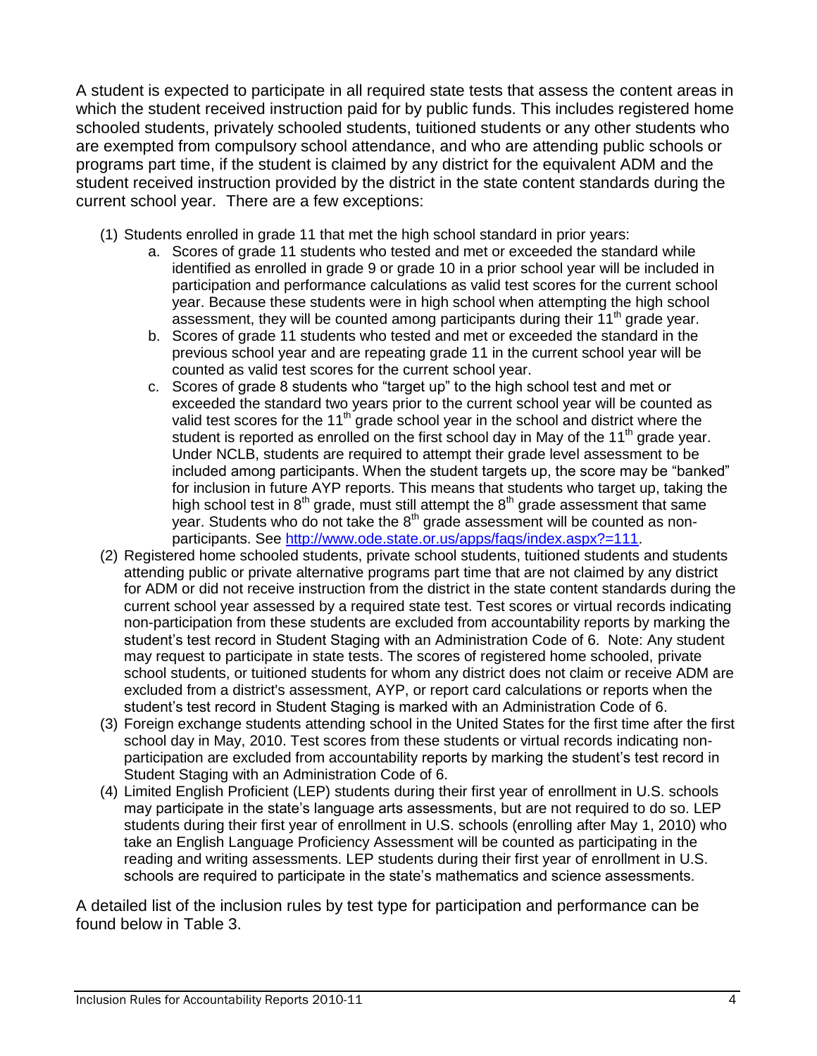A student is expected to participate in all required state tests that assess the content areas in which the student received instruction paid for by public funds. This includes registered home schooled students, privately schooled students, tuitioned students or any other students who are exempted from compulsory school attendance, and who are attending public schools or programs part time, if the student is claimed by any district for the equivalent ADM and the student received instruction provided by the district in the state content standards during the current school year. There are a few exceptions:

(1) Students enrolled in grade 11 that met the high school standard in prior years:
   a. Scores of grade 11 students who tested and met or exceeded the standard while identified as enrolled in grade 9 or grade 10 in a prior school year will be included in participation and performance calculations as valid test scores for the current school year. Because these students were in high school when attempting the high school assessment, they will be counted among participants during their 11th grade year.
   b. Scores of grade 11 students who tested and met or exceeded the standard in the previous school year and are repeating grade 11 in the current school year will be counted as valid test scores for the current school year.
   c. Scores of grade 8 students who "target up" to the high school test and met or exceeded the standard two years prior to the current school year will be counted as valid test scores for the 11th grade school year in the school and district where the student is reported as enrolled on the first school day in May of the 11th grade year. Under NCLB, students are required to attempt their grade level assessment to be included among participants. When the student targets up, the score may be "banked" for inclusion in future AYP reports. This means that students who target up, taking the high school test in 8th grade, must still attempt the 8th grade assessment that same year. Students who do not take the 8th grade assessment will be counted as non-participants. See http://www.ode.state.or.us/apps/faqs/index.aspx?=111.

(2) Registered home schooled students, private school students, tuitioned students and students attending public or private alternative programs part time that are not claimed by any district for ADM or did not receive instruction from the district in the state content standards during the current school year assessed by a required state test. Test scores or virtual records indicating non-participation from these students are excluded from accountability reports by marking the student's test record in Student Staging with an Administration Code of 6. Note: Any student may request to participate in state tests. The scores of registered home schooled, private school students, or tuitioned students for whom any district does not claim or receive ADM are excluded from a district's assessment, AYP, or report card calculations or reports when the student's test record in Student Staging is marked with an Administration Code of 6.

(3) Foreign exchange students attending school in the United States for the first time after the first school day in May, 2010. Test scores from these students or virtual records indicating non-participation are excluded from accountability reports by marking the student's test record in Student Staging with an Administration Code of 6.

(4) Limited English Proficient (LEP) students during their first year of enrollment in U.S. schools may participate in the state's language arts assessments, but are not required to do so. LEP students during their first year of enrollment in U.S. schools (enrolling after May 1, 2010) who take an English Language Proficiency Assessment will be counted as participating in the reading and writing assessments. LEP students during their first year of enrollment in U.S. schools are required to participate in the state's mathematics and science assessments.

A detailed list of the inclusion rules by test type for participation and performance can be found below in Table 3.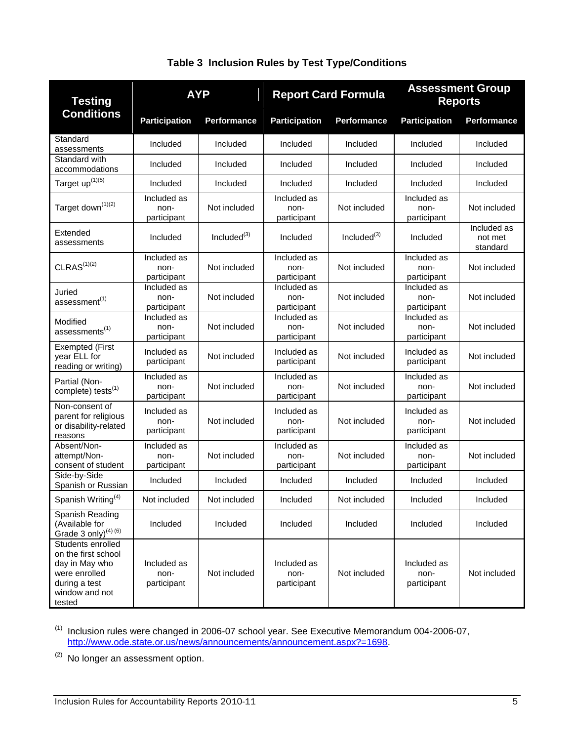### Table 3 Inclusion Rules by Test Type/Conditions

| Testing Conditions | AYP | | Report Card Formula | | Assessment Group Reports | |
|---|---|---|---|---|---|---|
| | Participation | Performance | Participation | Performance | Participation | Performance |
| Standard assessments | Included | Included | Included | Included | Included | Included |
| Standard with accommodations | Included | Included | Included | Included | Included | Included |
| Target up[(1)(5)] | Included | Included | Included | Included | Included | Included |
| Target down[(1)(2)] | Included as non-participant | Not included | Included as non-participant | Not included | Included as non-participant | Not included |
| Extended assessments | Included | Included[(3)] | Included | Included[(3)] | Included | Included as not met standard |
| CLRAS[(1)(2)] | Included as non-participant | Not included | Included as non-participant | Not included | Included as non-participant | Not included |
| Juried assessment[(1)] | Included as non-participant | Not included | Included as non-participant | Not included | Included as non-participant | Not included |
| Modified assessments[(1)] | Included as non-participant | Not included | Included as non-participant | Not included | Included as non-participant | Not included |
| Exempted (First year ELL for reading or writing) | Included as participant | Not included | Included as participant | Not included | Included as participant | Not included |
| Partial (Non-complete) tests[(1)] | Included as non-participant | Not included | Included as non-participant | Not included | Included as non-participant | Not included |
| Non-consent of parent for religious or disability-related reasons | Included as non-participant | Not included | Included as non-participant | Not included | Included as non-participant | Not included |
| Absent/Non-attempt/Non-consent of student | Included as non-participant | Not included | Included as non-participant | Not included | Included as non-participant | Not included |
| Side-by-Side Spanish or Russian | Included | Included | Included | Included | Included | Included |
| Spanish Writing[(4)] | Not included | Not included | Included | Not included | Included | Included |
| Spanish Reading (Available for Grade 3 only)[(4) (6)] | Included | Included | Included | Included | Included | Included |
| Students enrolled on the first school day in May who were enrolled during a test window and not tested | Included as non-participant | Not included | Included as non-participant | Not included | Included as non-participant | Not included |

(1) Inclusion rules were changed in 2006-07 school year. See Executive Memorandum 004-2006-07, http://www.ode.state.or.us/news/announcements/announcement.aspx?=1698.

(2) No longer an assessment option.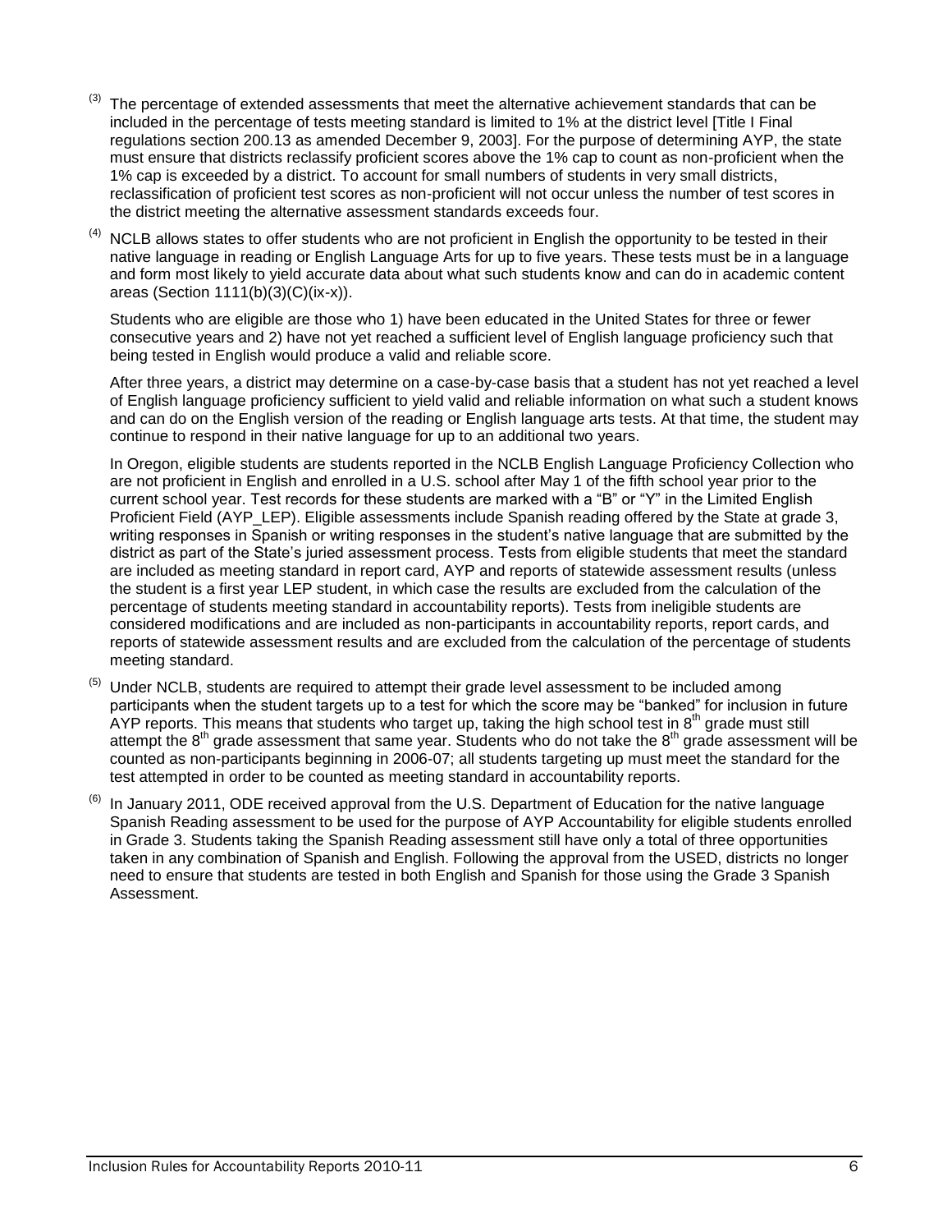[3] The percentage of extended assessments that meet the alternative achievement standards that can be included in the percentage of tests meeting standard is limited to 1% at the district level [Title I Final regulations section 200.13 as amended December 9, 2003]. For the purpose of determining AYP, the state must ensure that districts reclassify proficient scores above the 1% cap to count as non-proficient when the 1% cap is exceeded by a district. To account for small numbers of students in very small districts, reclassification of proficient test scores as non-proficient will not occur unless the number of test scores in the district meeting the alternative assessment standards exceeds four.

[4] NCLB allows states to offer students who are not proficient in English the opportunity to be tested in their native language in reading or English Language Arts for up to five years. These tests must be in a language and form most likely to yield accurate data about what such students know and can do in academic content areas (Section 1111(b)(3)(C)(ix-x)).

Students who are eligible are those who 1) have been educated in the United States for three or fewer consecutive years and 2) have not yet reached a sufficient level of English language proficiency such that being tested in English would produce a valid and reliable score.

After three years, a district may determine on a case-by-case basis that a student has not yet reached a level of English language proficiency sufficient to yield valid and reliable information on what such a student knows and can do on the English version of the reading or English language arts tests. At that time, the student may continue to respond in their native language for up to an additional two years.

In Oregon, eligible students are students reported in the NCLB English Language Proficiency Collection who are not proficient in English and enrolled in a U.S. school after May 1 of the fifth school year prior to the current school year. Test records for these students are marked with a "B" or "Y" in the Limited English Proficient Field (AYP_LEP). Eligible assessments include Spanish reading offered by the State at grade 3, writing responses in Spanish or writing responses in the student's native language that are submitted by the district as part of the State's juried assessment process. Tests from eligible students that meet the standard are included as meeting standard in report card, AYP and reports of statewide assessment results (unless the student is a first year LEP student, in which case the results are excluded from the calculation of the percentage of students meeting standard in accountability reports). Tests from ineligible students are considered modifications and are included as non-participants in accountability reports, report cards, and reports of statewide assessment results and are excluded from the calculation of the percentage of students meeting standard.

[5] Under NCLB, students are required to attempt their grade level assessment to be included among participants when the student targets up to a test for which the score may be "banked" for inclusion in future AYP reports. This means that students who target up, taking the high school test in 8th grade must still attempt the 8th grade assessment that same year. Students who do not take the 8th grade assessment will be counted as non-participants beginning in 2006-07; all students targeting up must meet the standard for the test attempted in order to be counted as meeting standard in accountability reports.

[6] In January 2011, ODE received approval from the U.S. Department of Education for the native language Spanish Reading assessment to be used for the purpose of AYP Accountability for eligible students enrolled in Grade 3. Students taking the Spanish Reading assessment still have only a total of three opportunities taken in any combination of Spanish and English. Following the approval from the USED, districts no longer need to ensure that students are tested in both English and Spanish for those using the Grade 3 Spanish Assessment.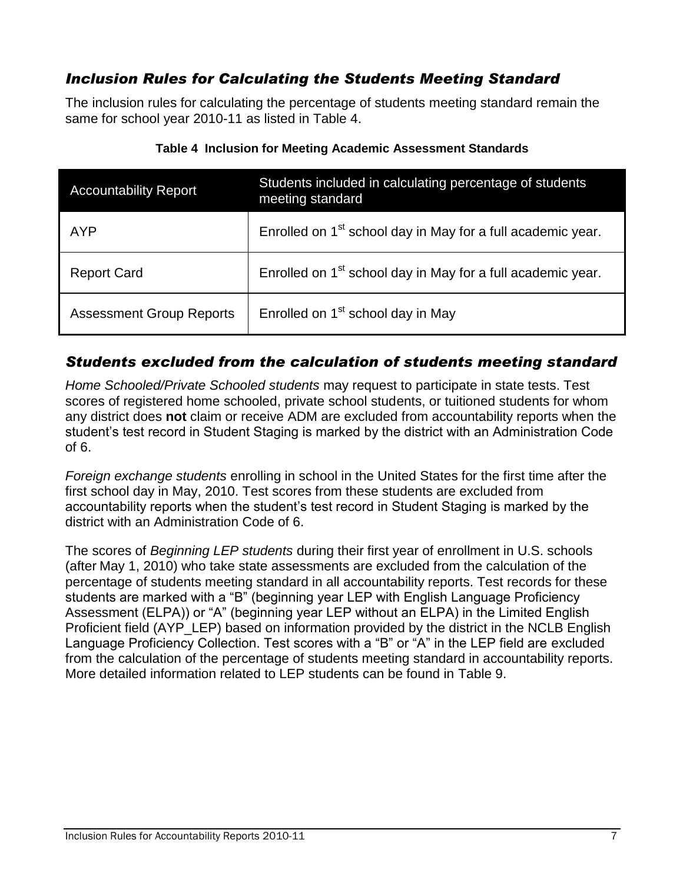## *Inclusion Rules for Calculating the Students Meeting Standard*

The inclusion rules for calculating the percentage of students meeting standard remain the same for school year 2010-11 as listed in Table 4.

**Table 4 Inclusion for Meeting Academic Assessment Standards**

| Accountability Report | Students included in calculating percentage of students meeting standard |
|---|---|
| AYP | Enrolled on 1st school day in May for a full academic year. |
| Report Card | Enrolled on 1st school day in May for a full academic year. |
| Assessment Group Reports | Enrolled on 1st school day in May |

## *Students excluded from the calculation of students meeting standard*

*Home Schooled/Private Schooled students* may request to participate in state tests. Test scores of registered home schooled, private school students, or tuitioned students for whom any district does **not** claim or receive ADM are excluded from accountability reports when the student's test record in Student Staging is marked by the district with an Administration Code of 6.

*Foreign exchange students* enrolling in school in the United States for the first time after the first school day in May, 2010. Test scores from these students are excluded from accountability reports when the student's test record in Student Staging is marked by the district with an Administration Code of 6.

The scores of *Beginning LEP students* during their first year of enrollment in U.S. schools (after May 1, 2010) who take state assessments are excluded from the calculation of the percentage of students meeting standard in all accountability reports. Test records for these students are marked with a "B" (beginning year LEP with English Language Proficiency Assessment (ELPA)) or "A" (beginning year LEP without an ELPA) in the Limited English Proficient field (AYP_LEP) based on information provided by the district in the NCLB English Language Proficiency Collection. Test scores with a "B" or "A" in the LEP field are excluded from the calculation of the percentage of students meeting standard in accountability reports. More detailed information related to LEP students can be found in Table 9.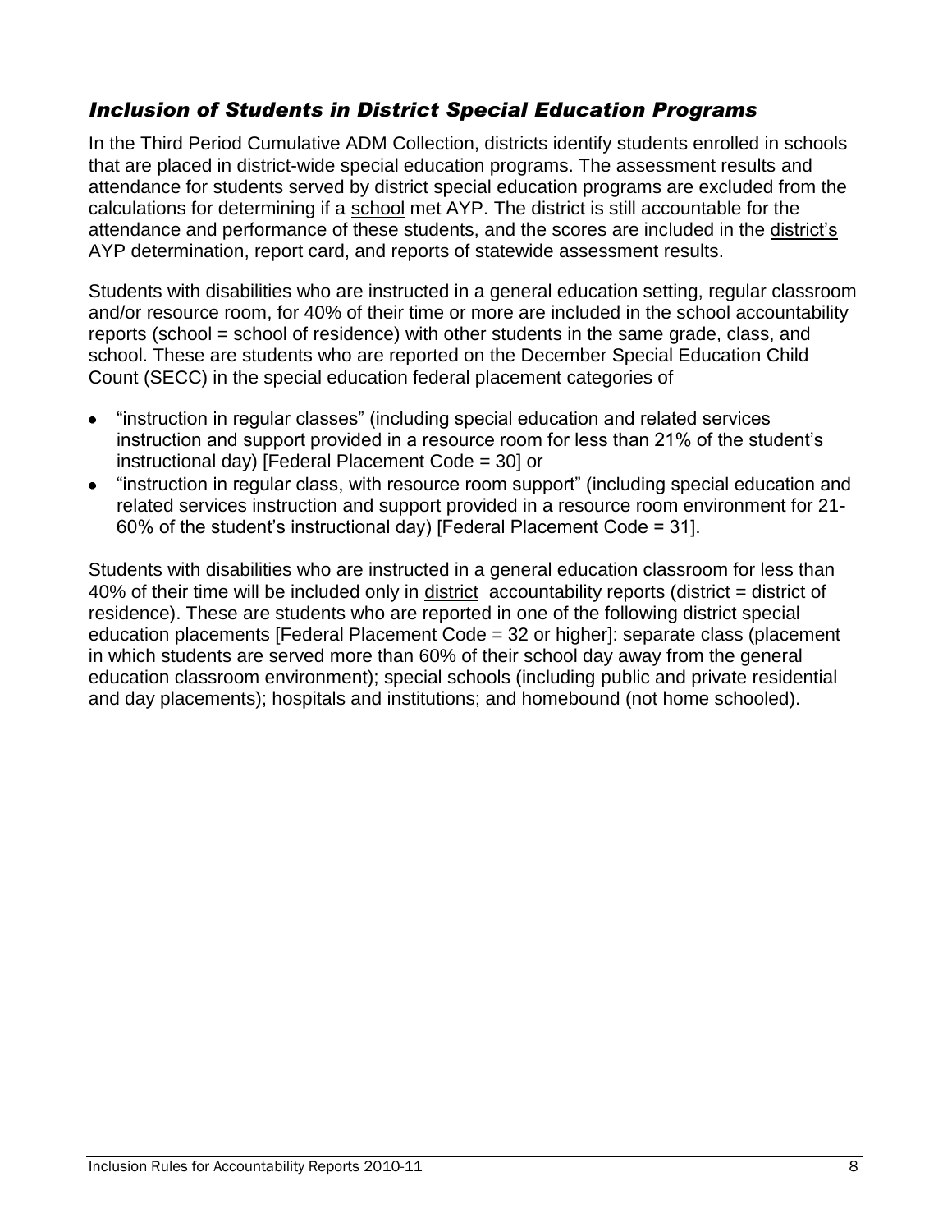## *Inclusion of Students in District Special Education Programs*

In the Third Period Cumulative ADM Collection, districts identify students enrolled in schools that are placed in district-wide special education programs. The assessment results and attendance for students served by district special education programs are excluded from the calculations for determining if a school met AYP. The district is still accountable for the attendance and performance of these students, and the scores are included in the district's AYP determination, report card, and reports of statewide assessment results.

Students with disabilities who are instructed in a general education setting, regular classroom and/or resource room, for 40% of their time or more are included in the school accountability reports (school = school of residence) with other students in the same grade, class, and school. These are students who are reported on the December Special Education Child Count (SECC) in the special education federal placement categories of

- "instruction in regular classes" (including special education and related services instruction and support provided in a resource room for less than 21% of the student's instructional day) [Federal Placement Code = 30] or
- "instruction in regular class, with resource room support" (including special education and related services instruction and support provided in a resource room environment for 21-60% of the student's instructional day) [Federal Placement Code = 31].

Students with disabilities who are instructed in a general education classroom for less than 40% of their time will be included only in district accountability reports (district = district of residence). These are students who are reported in one of the following district special education placements [Federal Placement Code = 32 or higher]: separate class (placement in which students are served more than 60% of their school day away from the general education classroom environment); special schools (including public and private residential and day placements); hospitals and institutions; and homebound (not home schooled).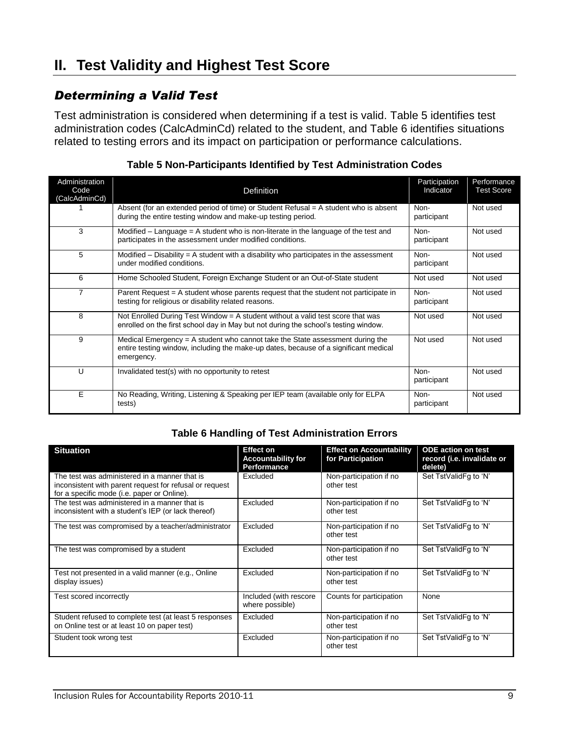# II. Test Validity and Highest Test Score

## *Determining a Valid Test*

Test administration is considered when determining if a test is valid. Table 5 identifies test administration codes (CalcAdminCd) related to the student, and Table 6 identifies situations related to testing errors and its impact on participation or performance calculations.

**Table 5 Non-Participants Identified by Test Administration Codes**

| Administration Code (CalcAdminCd) | Definition | Participation Indicator | Performance Test Score |
|---|---|---|---|
| 1 | Absent (for an extended period of time) or Student Refusal = A student who is absent during the entire testing window and make-up testing period. | Non-participant | Not used |
| 3 | Modified – Language = A student who is non-literate in the language of the test and participates in the assessment under modified conditions. | Non-participant | Not used |
| 5 | Modified – Disability = A student with a disability who participates in the assessment under modified conditions. | Non-participant | Not used |
| 6 | Home Schooled Student, Foreign Exchange Student or an Out-of-State student | Not used | Not used |
| 7 | Parent Request = A student whose parents request that the student not participate in testing for religious or disability related reasons. | Non-participant | Not used |
| 8 | Not Enrolled During Test Window = A student without a valid test score that was enrolled on the first school day in May but not during the school's testing window. | Not used | Not used |
| 9 | Medical Emergency = A student who cannot take the State assessment during the entire testing window, including the make-up dates, because of a significant medical emergency. | Not used | Not used |
| U | Invalidated test(s) with no opportunity to retest | Non-participant | Not used |
| E | No Reading, Writing, Listening & Speaking per IEP team (available only for ELPA tests) | Non-participant | Not used |

**Table 6 Handling of Test Administration Errors**

| Situation | Effect on Accountability for Performance | Effect on Accountability for Participation | ODE action on test record (i.e. invalidate or delete) |
|---|---|---|---|
| The test was administered in a manner that is inconsistent with parent request for refusal or request for a specific mode (i.e. paper or Online). | Excluded | Non-participation if no other test | Set TstValidFg to 'N' |
| The test was administered in a manner that is inconsistent with a student's IEP (or lack thereof) | Excluded | Non-participation if no other test | Set TstValidFg to 'N' |
| The test was compromised by a teacher/administrator | Excluded | Non-participation if no other test | Set TstValidFg to 'N' |
| The test was compromised by a student | Excluded | Non-participation if no other test | Set TstValidFg to 'N' |
| Test not presented in a valid manner (e.g., Online display issues) | Excluded | Non-participation if no other test | Set TstValidFg to 'N' |
| Test scored incorrectly | Included (with rescore where possible) | Counts for participation | None |
| Student refused to complete test (at least 5 responses on Online test or at least 10 on paper test) | Excluded | Non-participation if no other test | Set TstValidFg to 'N' |
| Student took wrong test | Excluded | Non-participation if no other test | Set TstValidFg to 'N' |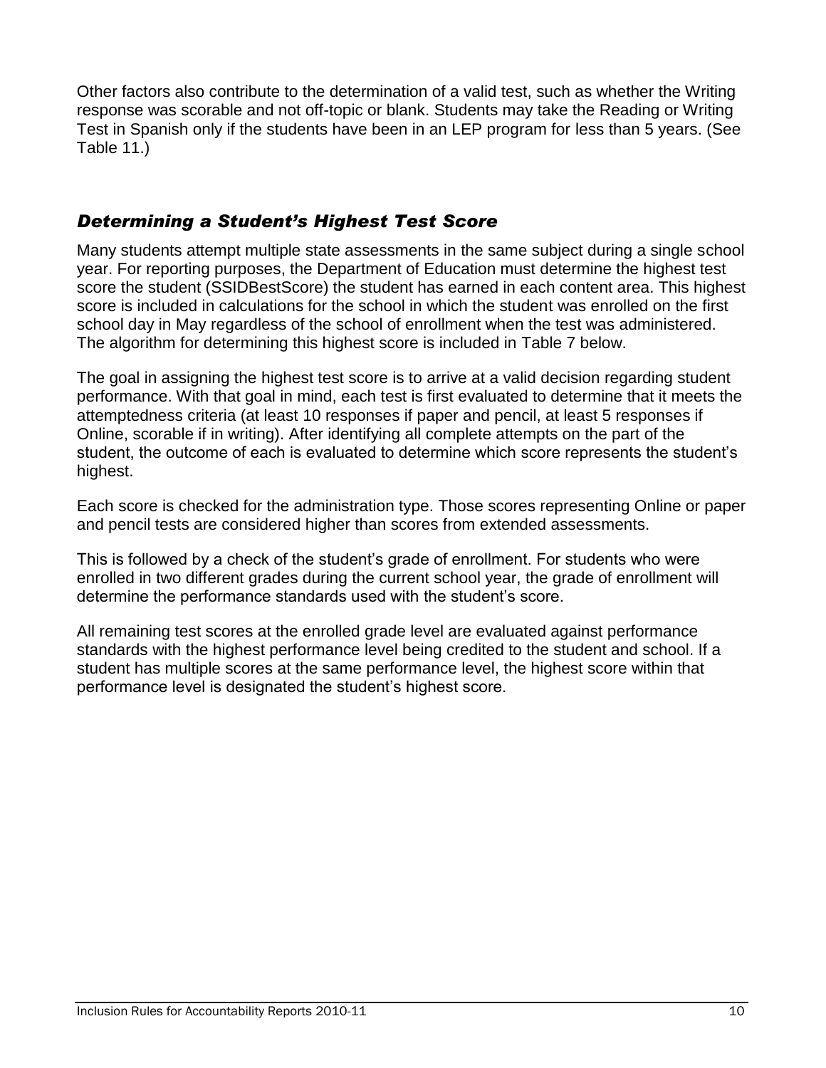Other factors also contribute to the determination of a valid test, such as whether the Writing response was scorable and not off-topic or blank. Students may take the Reading or Writing Test in Spanish only if the students have been in an LEP program for less than 5 years. (See Table 11.)

## *Determining a Student's Highest Test Score*

Many students attempt multiple state assessments in the same subject during a single school year. For reporting purposes, the Department of Education must determine the highest test score the student (SSIDBestScore) the student has earned in each content area. This highest score is included in calculations for the school in which the student was enrolled on the first school day in May regardless of the school of enrollment when the test was administered. The algorithm for determining this highest score is included in Table 7 below.

The goal in assigning the highest test score is to arrive at a valid decision regarding student performance. With that goal in mind, each test is first evaluated to determine that it meets the attemptedness criteria (at least 10 responses if paper and pencil, at least 5 responses if Online, scorable if in writing). After identifying all complete attempts on the part of the student, the outcome of each is evaluated to determine which score represents the student's highest.

Each score is checked for the administration type. Those scores representing Online or paper and pencil tests are considered higher than scores from extended assessments.

This is followed by a check of the student's grade of enrollment. For students who were enrolled in two different grades during the current school year, the grade of enrollment will determine the performance standards used with the student's score.

All remaining test scores at the enrolled grade level are evaluated against performance standards with the highest performance level being credited to the student and school. If a student has multiple scores at the same performance level, the highest score within that performance level is designated the student's highest score.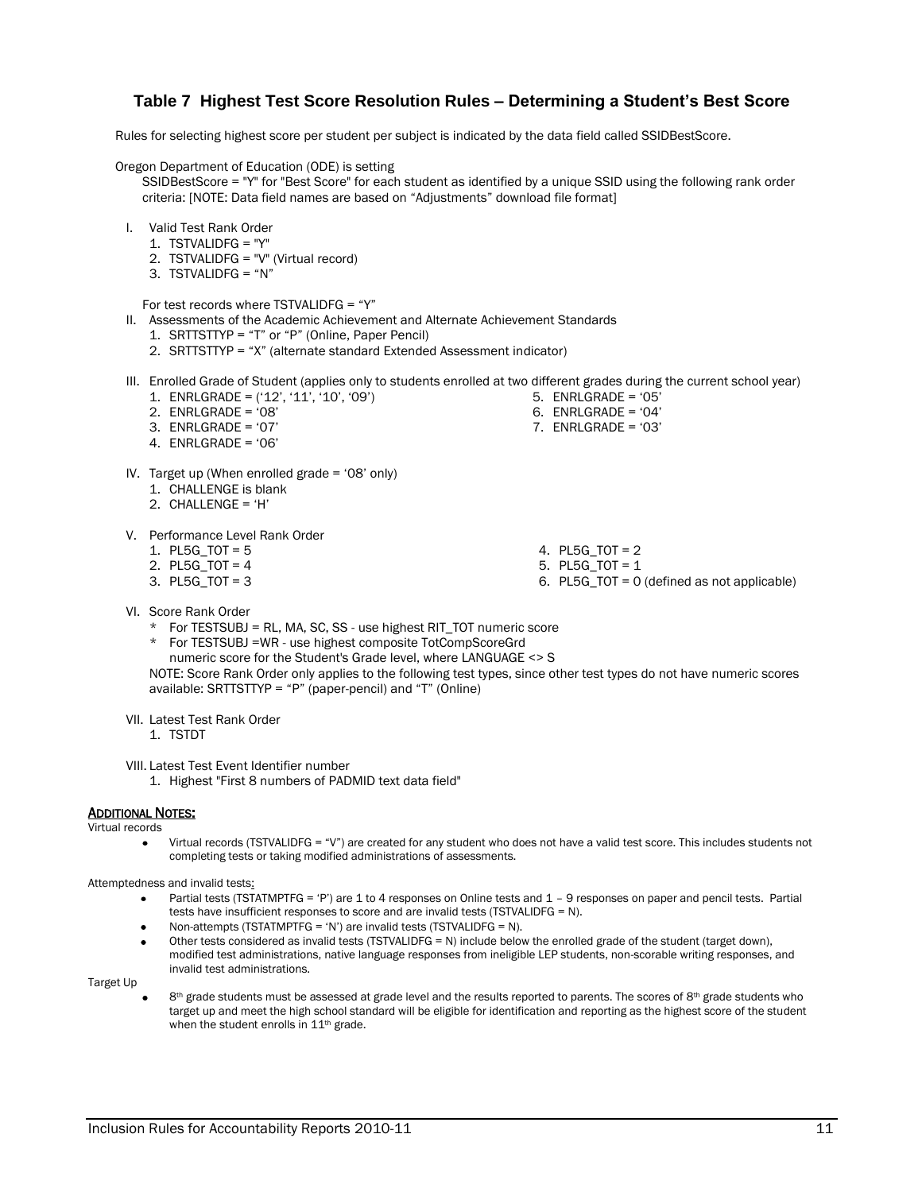## Table 7 Highest Test Score Resolution Rules – Determining a Student's Best Score

Rules for selecting highest score per student per subject is indicated by the data field called SSIDBestScore.

Oregon Department of Education (ODE) is setting

SSIDBestScore = "Y" for "Best Score" for each student as identified by a unique SSID using the following rank order criteria: [NOTE: Data field names are based on "Adjustments" download file format]

I. Valid Test Rank Order
   1. TSTVALIDFG = "Y"
   2. TSTVALIDFG = "V" (Virtual record)
   3. TSTVALIDFG = "N"

For test records where TSTVALIDFG = "Y"

II. Assessments of the Academic Achievement and Alternate Achievement Standards
   1. SRTTSTTYP = "T" or "P" (Online, Paper Pencil)
   2. SRTTSTTYP = "X" (alternate standard Extended Assessment indicator)

III. Enrolled Grade of Student (applies only to students enrolled at two different grades during the current school year)
   1. ENRLGRADE = ('12', '11', '10', '09')
   2. ENRLGRADE = '08'
   3. ENRLGRADE = '07'
   4. ENRLGRADE = '06'
   5. ENRLGRADE = '05'
   6. ENRLGRADE = '04'
   7. ENRLGRADE = '03'

IV. Target up (When enrolled grade = '08' only)
   1. CHALLENGE is blank
   2. CHALLENGE = 'H'

V. Performance Level Rank Order
   1. PL5G_TOT = 5
   2. PL5G_TOT = 4
   3. PL5G_TOT = 3
   4. PL5G_TOT = 2
   5. PL5G_TOT = 1
   6. PL5G_TOT = 0 (defined as not applicable)

VI. Score Rank Order
   * For TESTSUBJ = RL, MA, SC, SS - use highest RIT_TOT numeric score
   * For TESTSUBJ =WR - use highest composite TotCompScoreGrd numeric score for the Student's Grade level, where LANGUAGE <> S

   NOTE: Score Rank Order only applies to the following test types, since other test types do not have numeric scores available: SRTTSTTYP = "P" (paper-pencil) and "T" (Online)

VII. Latest Test Rank Order
   1. TSTDT

VIII. Latest Test Event Identifier number
   1. Highest "First 8 numbers of PADMID text data field"

**ADDITIONAL NOTES:**

Virtual records

- Virtual records (TSTVALIDFG = "V") are created for any student who does not have a valid test score. This includes students not completing tests or taking modified administrations of assessments.

Attemptedness and invalid tests:

- Partial tests (TSTATMPTFG = 'P') are 1 to 4 responses on Online tests and 1 – 9 responses on paper and pencil tests. Partial tests have insufficient responses to score and are invalid tests (TSTVALIDFG = N).
- Non-attempts (TSTATMPTFG = 'N') are invalid tests (TSTVALIDFG = N).
- Other tests considered as invalid tests (TSTVALIDFG = N) include below the enrolled grade of the student (target down), modified test administrations, native language responses from ineligible LEP students, non-scorable writing responses, and invalid test administrations.

Target Up

- 8th grade students must be assessed at grade level and the results reported to parents. The scores of 8th grade students who target up and meet the high school standard will be eligible for identification and reporting as the highest score of the student when the student enrolls in 11th grade.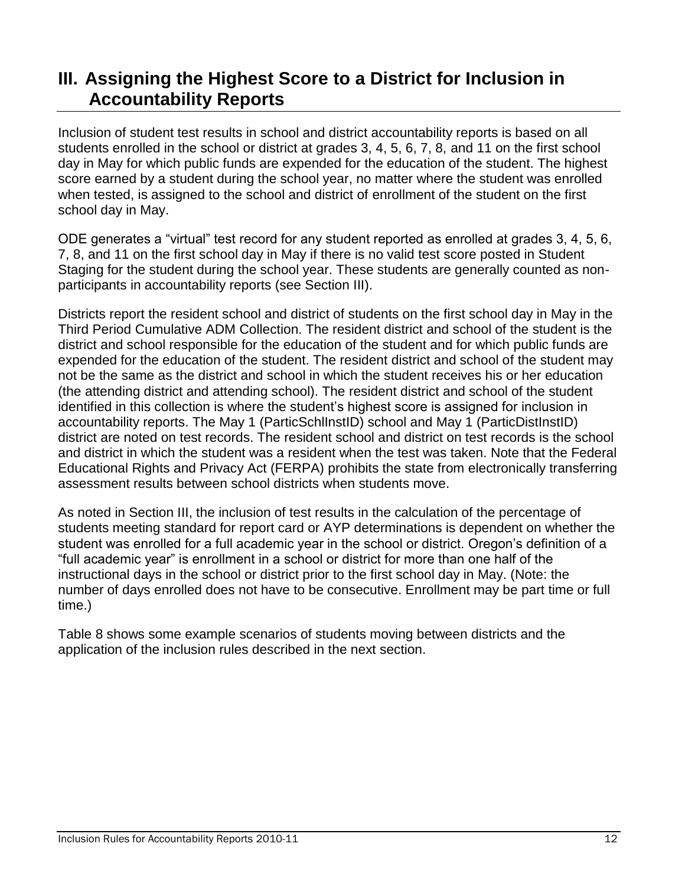# III. Assigning the Highest Score to a District for Inclusion in Accountability Reports

Inclusion of student test results in school and district accountability reports is based on all students enrolled in the school or district at grades 3, 4, 5, 6, 7, 8, and 11 on the first school day in May for which public funds are expended for the education of the student. The highest score earned by a student during the school year, no matter where the student was enrolled when tested, is assigned to the school and district of enrollment of the student on the first school day in May.

ODE generates a "virtual" test record for any student reported as enrolled at grades 3, 4, 5, 6, 7, 8, and 11 on the first school day in May if there is no valid test score posted in Student Staging for the student during the school year. These students are generally counted as non-participants in accountability reports (see Section III).

Districts report the resident school and district of students on the first school day in May in the Third Period Cumulative ADM Collection. The resident district and school of the student is the district and school responsible for the education of the student and for which public funds are expended for the education of the student. The resident district and school of the student may not be the same as the district and school in which the student receives his or her education (the attending district and attending school). The resident district and school of the student identified in this collection is where the student's highest score is assigned for inclusion in accountability reports. The May 1 (ParticSchlInstID) school and May 1 (ParticDistInstID) district are noted on test records. The resident school and district on test records is the school and district in which the student was a resident when the test was taken. Note that the Federal Educational Rights and Privacy Act (FERPA) prohibits the state from electronically transferring assessment results between school districts when students move.

As noted in Section III, the inclusion of test results in the calculation of the percentage of students meeting standard for report card or AYP determinations is dependent on whether the student was enrolled for a full academic year in the school or district. Oregon's definition of a "full academic year" is enrollment in a school or district for more than one half of the instructional days in the school or district prior to the first school day in May. (Note: the number of days enrolled does not have to be consecutive. Enrollment may be part time or full time.)

Table 8 shows some example scenarios of students moving between districts and the application of the inclusion rules described in the next section.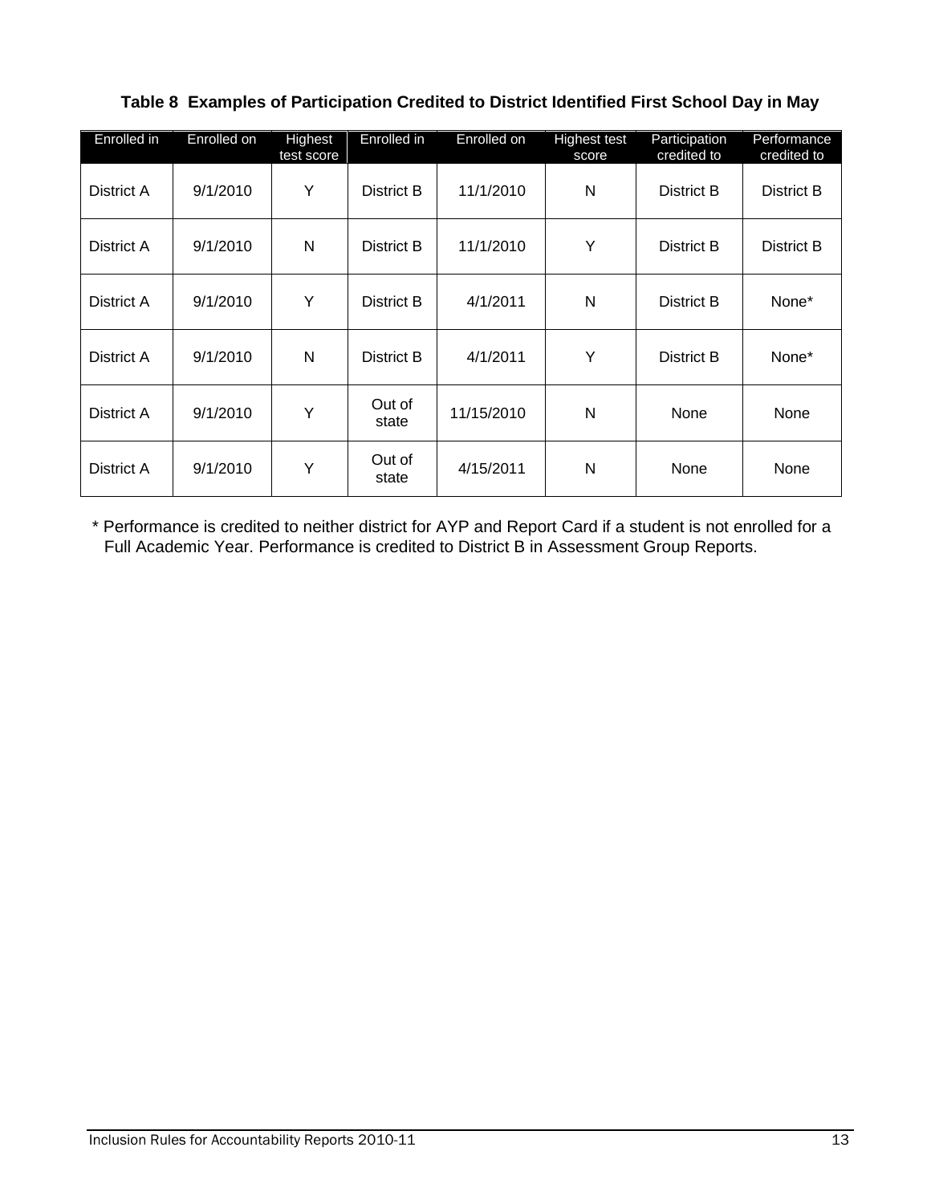**Table 8 Examples of Participation Credited to District Identified First School Day in May**

| Enrolled in | Enrolled on | Highest test score | Enrolled in | Enrolled on | Highest test score | Participation credited to | Performance credited to |
|---|---|---|---|---|---|---|---|
| District A | 9/1/2010 | Y | District B | 11/1/2010 | N | District B | District B |
| District A | 9/1/2010 | N | District B | 11/1/2010 | Y | District B | District B |
| District A | 9/1/2010 | Y | District B | 4/1/2011 | N | District B | None* |
| District A | 9/1/2010 | N | District B | 4/1/2011 | Y | District B | None* |
| District A | 9/1/2010 | Y | Out of state | 11/15/2010 | N | None | None |
| District A | 9/1/2010 | Y | Out of state | 4/15/2011 | N | None | None |

\* Performance is credited to neither district for AYP and Report Card if a student is not enrolled for a Full Academic Year. Performance is credited to District B in Assessment Group Reports.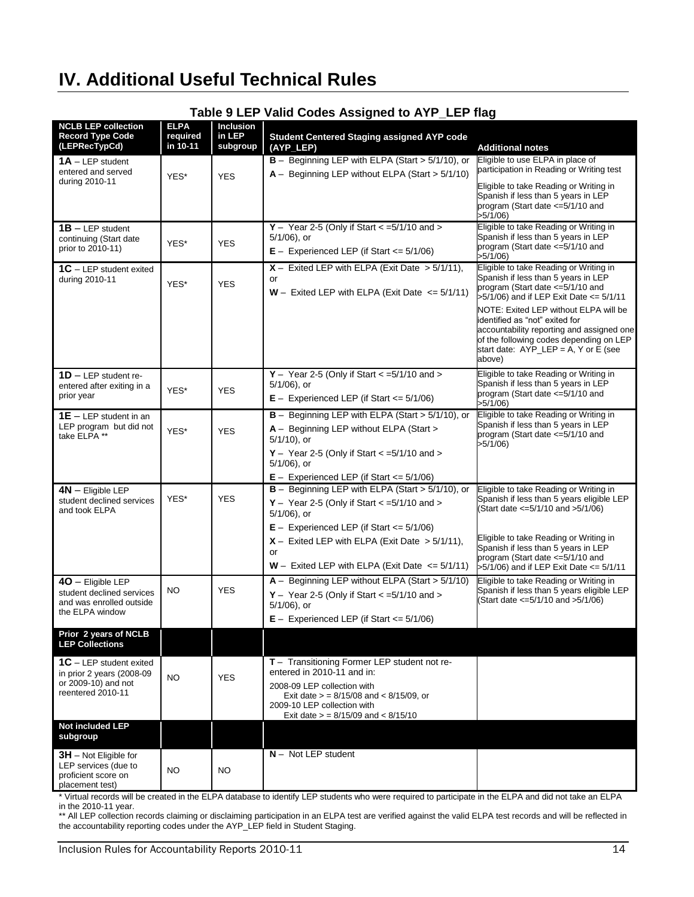# IV. Additional Useful Technical Rules

## Table 9 LEP Valid Codes Assigned to AYP_LEP flag

| NCLB LEP collection Record Type Code (LEPRecTypCd) | ELPA required in 10-11 | Inclusion in LEP subgroup | Student Centered Staging assigned AYP code (AYP_LEP) | Additional notes |
|---|---|---|---|---|
| **1A** – LEP student entered and served during 2010-11 | YES* | YES | **B** – Beginning LEP with ELPA (Start > 5/1/10), or<br>**A** – Beginning LEP without ELPA (Start > 5/1/10) | Eligible to use ELPA in place of participation in Reading or Writing test<br>Eligible to take Reading or Writing in Spanish if less than 5 years in LEP program (Start date <=5/1/10 and >5/1/06) |
| **1B** – LEP student continuing (Start date prior to 2010-11) | YES* | YES | **Y** – Year 2-5 (Only if Start < =5/1/10 and > 5/1/06), or<br>**E** – Experienced LEP (if Start <= 5/1/06) | Eligible to take Reading or Writing in Spanish if less than 5 years in LEP program (Start date <=5/1/10 and >5/1/06) |
| **1C** – LEP student exited during 2010-11 | YES* | YES | **X** – Exited LEP with ELPA (Exit Date > 5/1/11), or<br>**W** – Exited LEP with ELPA (Exit Date <= 5/1/11) | Eligible to take Reading or Writing in Spanish if less than 5 years in LEP program (Start date <=5/1/10 and >5/1/06) and if LEP Exit Date <= 5/1/11<br>NOTE: Exited LEP without ELPA will be identified as "not" exited for accountability reporting and assigned one of the following codes depending on LEP start date: AYP_LEP = A, Y or E (see above) |
| **1D** – LEP student re-entered after exiting in a prior year | YES* | YES | **Y** – Year 2-5 (Only if Start < =5/1/10 and > 5/1/06), or<br>**E** – Experienced LEP (if Start <= 5/1/06) | Eligible to take Reading or Writing in Spanish if less than 5 years in LEP program (Start date <=5/1/10 and >5/1/06) |
| **1E** – LEP student in an LEP program but did not take ELPA ** | YES* | YES | **B** – Beginning LEP with ELPA (Start > 5/1/10), or<br>**A** – Beginning LEP without ELPA (Start > 5/1/10), or<br>**Y** – Year 2-5 (Only if Start < =5/1/10 and > 5/1/06), or<br>**E** – Experienced LEP (if Start <= 5/1/06) | Eligible to take Reading or Writing in Spanish if less than 5 years in LEP program (Start date <=5/1/10 and >5/1/06) |
| **4N** – Eligible LEP student declined services and took ELPA | YES* | YES | **B** – Beginning LEP with ELPA (Start > 5/1/10), or<br>**Y** – Year 2-5 (Only if Start < =5/1/10 and > 5/1/06), or<br>**E** – Experienced LEP (if Start <= 5/1/06)<br>**X** – Exited LEP with ELPA (Exit Date > 5/1/11), or<br>**W** – Exited LEP with ELPA (Exit Date <= 5/1/11) | Eligible to take Reading or Writing in Spanish if less than 5 years eligible LEP (Start date <=5/1/10 and >5/1/06)<br>Eligible to take Reading or Writing in Spanish if less than 5 years in LEP program (Start date <=5/1/10 and >5/1/06) and if LEP Exit Date <= 5/1/11 |
| **4O** – Eligible LEP student declined services and was enrolled outside the ELPA window | NO | YES | **A** – Beginning LEP without ELPA (Start > 5/1/10)<br>**Y** – Year 2-5 (Only if Start < =5/1/10 and > 5/1/06), or<br>**E** – Experienced LEP (if Start <= 5/1/06) | Eligible to take Reading or Writing in Spanish if less than 5 years eligible LEP (Start date <=5/1/10 and >5/1/06) |
| **Prior 2 years of NCLB LEP Collections** | | | | |
| **1C** – LEP student exited in prior 2 years (2008-09 or 2009-10) and not reentered 2010-11 | NO | YES | **T** – Transitioning Former LEP student not re-entered in 2010-11 and in:<br>2008-09 LEP collection with Exit date > = 8/15/08 and < 8/15/09, or<br>2009-10 LEP collection with Exit date > = 8/15/09 and < 8/15/10 | |
| **Not included LEP subgroup** | | | | |
| **3H** – Not Eligible for LEP services (due to proficient score on placement test) | NO | NO | **N** – Not LEP student | |

\* Virtual records will be created in the ELPA database to identify LEP students who were required to participate in the ELPA and did not take an ELPA in the 2010-11 year.

\*\* All LEP collection records claiming or disclaiming participation in an ELPA test are verified against the valid ELPA test records and will be reflected in the accountability reporting codes under the AYP_LEP field in Student Staging.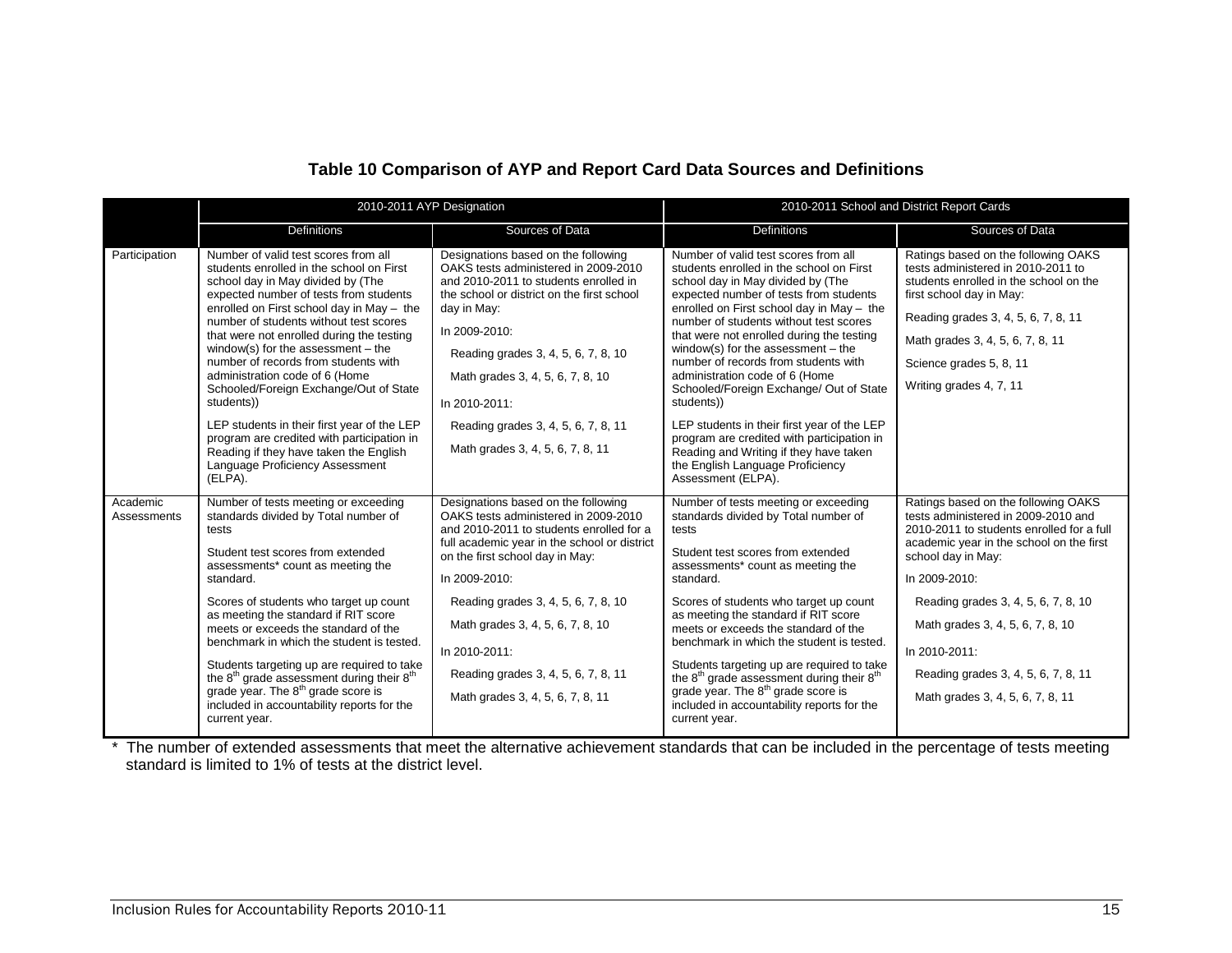## Table 10 Comparison of AYP and Report Card Data Sources and Definitions

| | 2010-2011 AYP Designation | | 2010-2011 School and District Report Cards | |
|---|---|---|---|---|
| | Definitions | Sources of Data | Definitions | Sources of Data |
| Participation | Number of valid test scores from all students enrolled in the school on First school day in May divided by (The expected number of tests from students enrolled on First school day in May – the number of students without test scores that were not enrolled during the testing window(s) for the assessment – the number of records from students with administration code of 6 (Home Schooled/Foreign Exchange/Out of State students))<br><br>LEP students in their first year of the LEP program are credited with participation in Reading if they have taken the English Language Proficiency Assessment (ELPA). | Designations based on the following OAKS tests administered in 2009-2010 and 2010-2011 to students enrolled in the school or district on the first school day in May:<br><br>In 2009-2010:<br><br>Reading grades 3, 4, 5, 6, 7, 8, 10<br><br>Math grades 3, 4, 5, 6, 7, 8, 10<br><br>In 2010-2011:<br><br>Reading grades 3, 4, 5, 6, 7, 8, 11<br><br>Math grades 3, 4, 5, 6, 7, 8, 11 | Number of valid test scores from all students enrolled in the school on First school day in May divided by (The expected number of tests from students enrolled on First school day in May – the number of students without test scores that were not enrolled during the testing window(s) for the assessment – the number of records from students with administration code of 6 (Home Schooled/Foreign Exchange/ Out of State students))<br><br>LEP students in their first year of the LEP program are credited with participation in Reading and Writing if they have taken the English Language Proficiency Assessment (ELPA). | Ratings based on the following OAKS tests administered in 2010-2011 to students enrolled in the school on the first school day in May:<br><br>Reading grades 3, 4, 5, 6, 7, 8, 11<br><br>Math grades 3, 4, 5, 6, 7, 8, 11<br><br>Science grades 5, 8, 11<br><br>Writing grades 4, 7, 11 |
| Academic Assessments | Number of tests meeting or exceeding standards divided by Total number of tests<br><br>Student test scores from extended assessments* count as meeting the standard.<br><br>Scores of students who target up count as meeting the standard if RIT score meets or exceeds the standard of the benchmark in which the student is tested.<br><br>Students targeting up are required to take the 8th grade assessment during their 8th grade year. The 8th grade score is included in accountability reports for the current year. | Designations based on the following OAKS tests administered in 2009-2010 and 2010-2011 to students enrolled for a full academic year in the school or district on the first school day in May:<br><br>In 2009-2010:<br><br>Reading grades 3, 4, 5, 6, 7, 8, 10<br><br>Math grades 3, 4, 5, 6, 7, 8, 10<br><br>In 2010-2011:<br><br>Reading grades 3, 4, 5, 6, 7, 8, 11<br><br>Math grades 3, 4, 5, 6, 7, 8, 11 | Number of tests meeting or exceeding standards divided by Total number of tests<br><br>Student test scores from extended assessments* count as meeting the standard.<br><br>Scores of students who target up count as meeting the standard if RIT score meets or exceeds the standard of the benchmark in which the student is tested.<br><br>Students targeting up are required to take the 8th grade assessment during their 8th grade year. The 8th grade score is included in accountability reports for the current year. | Ratings based on the following OAKS tests administered in 2009-2010 and 2010-2011 to students enrolled for a full academic year in the school on the first school day in May:<br><br>In 2009-2010:<br><br>Reading grades 3, 4, 5, 6, 7, 8, 10<br><br>Math grades 3, 4, 5, 6, 7, 8, 10<br><br>In 2010-2011:<br><br>Reading grades 3, 4, 5, 6, 7, 8, 11<br><br>Math grades 3, 4, 5, 6, 7, 8, 11 |

\* The number of extended assessments that meet the alternative achievement standards that can be included in the percentage of tests meeting standard is limited to 1% of tests at the district level.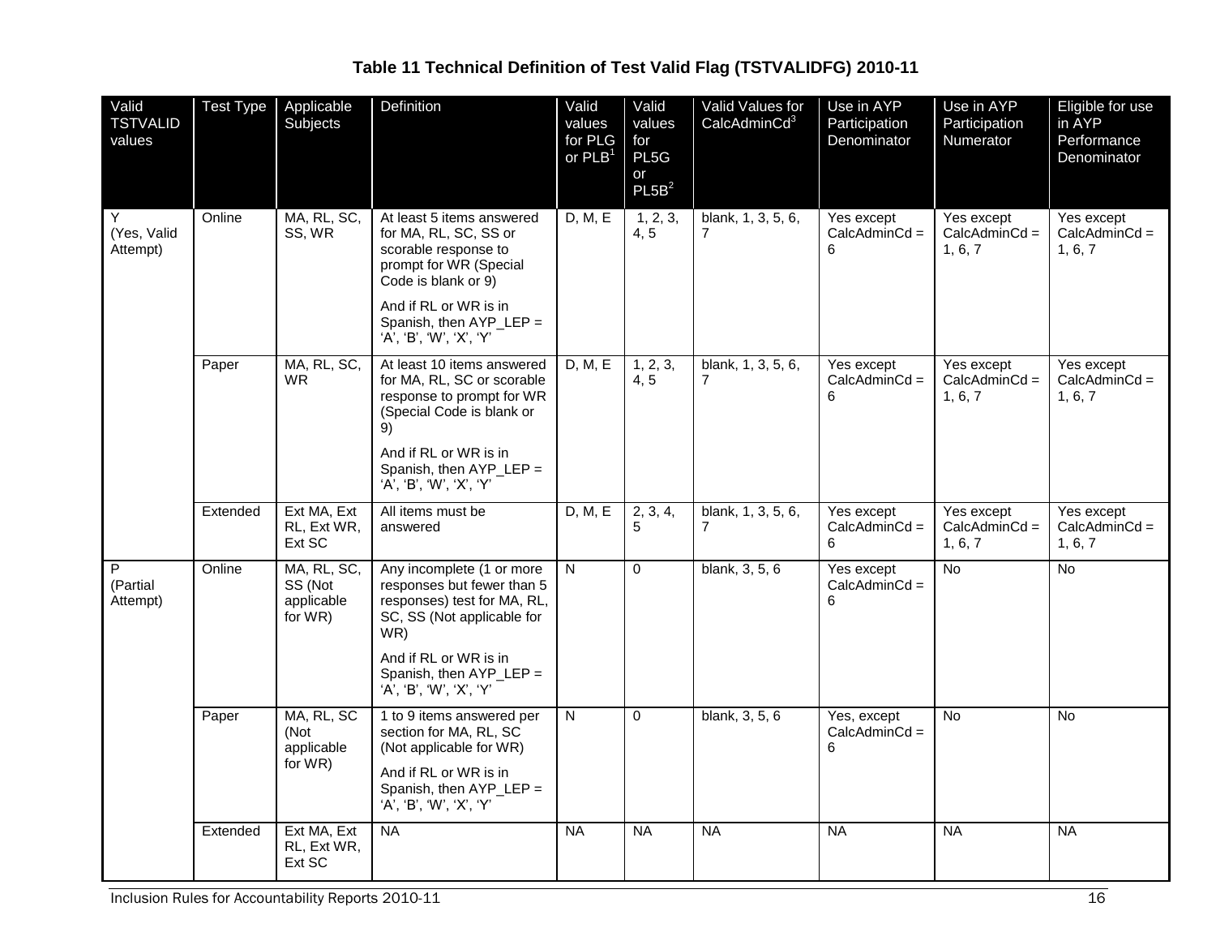## Table 11 Technical Definition of Test Valid Flag (TSTVALIDFG) 2010-11

| Valid TSTVALID values | Test Type | Applicable Subjects | Definition | Valid values for PLG or PLB[1] | Valid values for PL5G or PL5B[2] | Valid Values for CalcAdminCd[3] | Use in AYP Participation Denominator | Use in AYP Participation Numerator | Eligible for use in AYP Performance Denominator |
|---|---|---|---|---|---|---|---|---|---|
| Y (Yes, Valid Attempt) | Online | MA, RL, SC, SS, WR | At least 5 items answered for MA, RL, SC, SS or scorable response to prompt for WR (Special Code is blank or 9)<br><br>And if RL or WR is in Spanish, then AYP_LEP = 'A', 'B', 'W', 'X', 'Y' | D, M, E | 1, 2, 3, 4, 5 | blank, 1, 3, 5, 6, 7 | Yes except CalcAdminCd = 6 | Yes except CalcAdminCd = 1, 6, 7 | Yes except CalcAdminCd = 1, 6, 7 |
| | Paper | MA, RL, SC, WR | At least 10 items answered for MA, RL, SC or scorable response to prompt for WR (Special Code is blank or 9)<br><br>And if RL or WR is in Spanish, then AYP_LEP = 'A', 'B', 'W', 'X', 'Y' | D, M, E | 1, 2, 3, 4, 5 | blank, 1, 3, 5, 6, 7 | Yes except CalcAdminCd = 6 | Yes except CalcAdminCd = 1, 6, 7 | Yes except CalcAdminCd = 1, 6, 7 |
| | Extended | Ext MA, Ext RL, Ext WR, Ext SC | All items must be answered | D, M, E | 2, 3, 4, 5 | blank, 1, 3, 5, 6, 7 | Yes except CalcAdminCd = 6 | Yes except CalcAdminCd = 1, 6, 7 | Yes except CalcAdminCd = 1, 6, 7 |
| P (Partial Attempt) | Online | MA, RL, SC, SS (Not applicable for WR) | Any incomplete (1 or more responses but fewer than 5 responses) test for MA, RL, SC, SS (Not applicable for WR)<br><br>And if RL or WR is in Spanish, then AYP_LEP = 'A', 'B', 'W', 'X', 'Y' | N | 0 | blank, 3, 5, 6 | Yes except CalcAdminCd = 6 | No | No |
| | Paper | MA, RL, SC (Not applicable for WR) | 1 to 9 items answered per section for MA, RL, SC (Not applicable for WR)<br><br>And if RL or WR is in Spanish, then AYP_LEP = 'A', 'B', 'W', 'X', 'Y' | N | 0 | blank, 3, 5, 6 | Yes, except CalcAdminCd = 6 | No | No |
| | Extended | Ext MA, Ext RL, Ext WR, Ext SC | NA | NA | NA | NA | NA | NA | NA |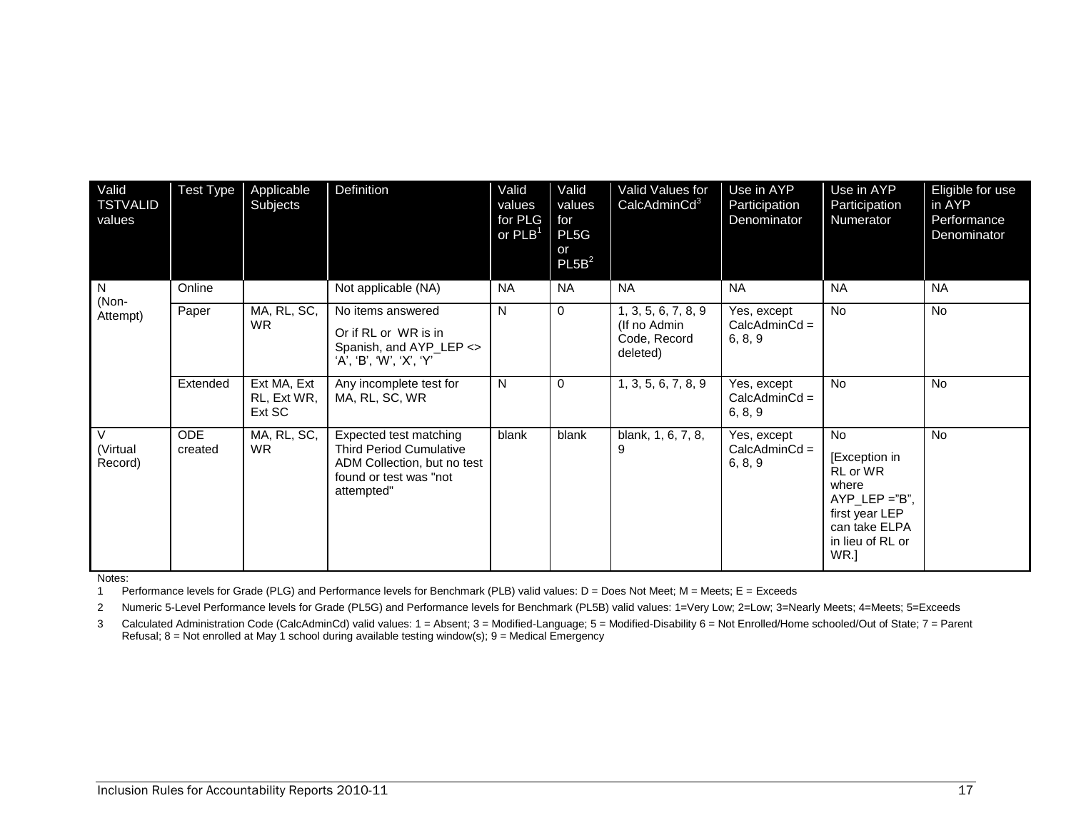| Valid TSTVALID values | Test Type | Applicable Subjects | Definition | Valid values for PLG or PLB[1] | Valid values for PL5G or PL5B[2] | Valid Values for CalcAdminCd[3] | Use in AYP Participation Denominator | Use in AYP Participation Numerator | Eligible for use in AYP Performance Denominator |
|---|---|---|---|---|---|---|---|---|---|
| N (Non-Attempt) | Online | | Not applicable (NA) | NA | NA | NA | NA | NA | NA |
| | Paper | MA, RL, SC, WR | No items answered<br>Or if RL or WR is in Spanish, and AYP_LEP <> 'A', 'B', 'W', 'X', 'Y' | N | 0 | 1, 3, 5, 6, 7, 8, 9 (If no Admin Code, Record deleted) | Yes, except CalcAdminCd = 6, 8, 9 | No | No |
| | Extended | Ext MA, Ext RL, Ext WR, Ext SC | Any incomplete test for MA, RL, SC, WR | N | 0 | 1, 3, 5, 6, 7, 8, 9 | Yes, except CalcAdminCd = 6, 8, 9 | No | No |
| V (Virtual Record) | ODE created | MA, RL, SC, WR | Expected test matching Third Period Cumulative ADM Collection, but no test found or test was "not attempted" | blank | blank | blank, 1, 6, 7, 8, 9 | Yes, except CalcAdminCd = 6, 8, 9 | No<br>[Exception in RL or WR where AYP_LEP ="B", first year LEP can take ELPA in lieu of RL or WR.] | No |

Notes:

1 Performance levels for Grade (PLG) and Performance levels for Benchmark (PLB) valid values: D = Does Not Meet; M = Meets; E = Exceeds

2 Numeric 5-Level Performance levels for Grade (PL5G) and Performance levels for Benchmark (PL5B) valid values: 1=Very Low; 2=Low; 3=Nearly Meets; 4=Meets; 5=Exceeds

3 Calculated Administration Code (CalcAdminCd) valid values: 1 = Absent; 3 = Modified-Language; 5 = Modified-Disability 6 = Not Enrolled/Home schooled/Out of State; 7 = Parent Refusal; 8 = Not enrolled at May 1 school during available testing window(s); 9 = Medical Emergency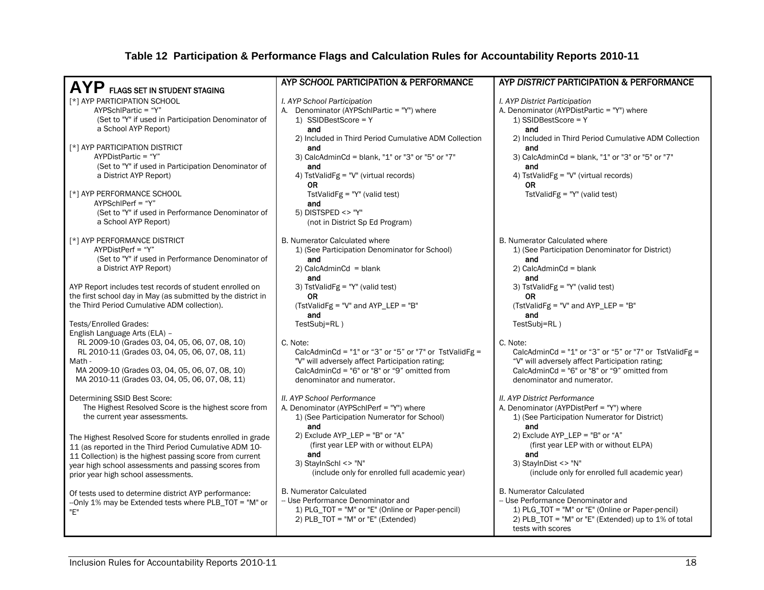# Table 12 Participation & Performance Flags and Calculation Rules for Accountability Reports 2010-11

## AYP FLAGS SET IN STUDENT STAGING

[*] AYP PARTICIPATION SCHOOL
AYPSchlPartic = "Y"
(Set to "Y" if used in Participation Denominator of a School AYP Report)

[*] AYP PARTICIPATION DISTRICT
AYPDistPartic = "Y"
(Set to "Y" if used in Participation Denominator of a District AYP Report)

[*] AYP PERFORMANCE SCHOOL
AYPSchlPerf = "Y"
(Set to "Y" if used in Performance Denominator of a School AYP Report)

[*] AYP PERFORMANCE DISTRICT
AYPDistPerf = "Y"
(Set to "Y" if used in Performance Denominator of a District AYP Report)

AYP Report includes test records of student enrolled on the first school day in May (as submitted by the district in the Third Period Cumulative ADM collection).

Tests/Enrolled Grades:
English Language Arts (ELA) –
RL 2009-10 (Grades 03, 04, 05, 06, 07, 08, 10)
RL 2010-11 (Grades 03, 04, 05, 06, 07, 08, 11)
Math -
MA 2009-10 (Grades 03, 04, 05, 06, 07, 08, 10)
MA 2010-11 (Grades 03, 04, 05, 06, 07, 08, 11)

Determining SSID Best Score:
The Highest Resolved Score is the highest score from the current year assessments.

The Highest Resolved Score for students enrolled in grade 11 (as reported in the Third Period Cumulative ADM 10-11 Collection) is the highest passing score from current year high school assessments and passing scores from prior year high school assessments.

Of tests used to determine district AYP performance:
--Only 1% may be Extended tests where PLB_TOT = "M" or "E"

## AYP *SCHOOL* PARTICIPATION & PERFORMANCE

*I. AYP School Participation*

A. Denominator (AYPSchlPartic = "Y") where
1) SSIDBestScore = Y
**and**
2) Included in Third Period Cumulative ADM Collection
**and**
3) CalcAdminCd = blank, "1" or "3" or "5" or "7"
**and**
4) TstValidFg = "V" (virtual records)
**OR**
TstValidFg = "Y" (valid test)
**and**
5) DISTSPED <> "Y"
(not in District Sp Ed Program)

B. Numerator Calculated where
1) (See Participation Denominator for School)
**and**
2) CalcAdminCd = blank
**and**
3) TstValidFg = "Y" (valid test)
**OR**
(TstValidFg = "V" and AYP_LEP = "B"
**and**
TestSubj=RL )

C. Note:
CalcAdminCd = "1" or "3" or "5" or "7" or TstValidFg = "V" will adversely affect Participation rating;
CalcAdminCd = "6" or "8" or "9" omitted from denominator and numerator.

*II. AYP School Performance*

A. Denominator (AYPSchlPerf = "Y") where
1) (See Participation Numerator for School)
**and**
2) Exclude AYP_LEP = "B" or "A"
(first year LEP with or without ELPA)
**and**
3) StayInSchl <> "N"
(include only for enrolled full academic year)

B. Numerator Calculated
-- Use Performance Denominator and
1) PLG_TOT = "M" or "E" (Online or Paper-pencil)
2) PLB_TOT = "M" or "E" (Extended)

## AYP *DISTRICT* PARTICIPATION & PERFORMANCE

*I. AYP District Participation*

A. Denominator (AYPDistPartic = "Y") where
1) SSIDBestScore = Y
**and**
2) Included in Third Period Cumulative ADM Collection
**and**
3) CalcAdminCd = blank, "1" or "3" or "5" or "7"
**and**
4) TstValidFg = "V" (virtual records)
**OR**
TstValidFg = "Y" (valid test)

B. Numerator Calculated where
1) (See Participation Denominator for District)
**and**
2) CalcAdminCd = blank
**and**
3) TstValidFg = "Y" (valid test)
**OR**
(TstValidFg = "V" and AYP_LEP = "B"
**and**
TestSubj=RL )

C. Note:
CalcAdminCd = "1" or "3" or "5" or "7" or TstValidFg = "V" will adversely affect Participation rating;
CalcAdminCd = "6" or "8" or "9" omitted from denominator and numerator.

*II. AYP District Performance*

A. Denominator (AYPDistPerf = "Y") where
1) (See Participation Numerator for District)
**and**
2) Exclude AYP_LEP = "B" or "A"
(first year LEP with or without ELPA)
**and**
3) StayInDist <> "N"
(include only for enrolled full academic year)

B. Numerator Calculated
-- Use Performance Denominator and
1) PLG_TOT = "M" or "E" (Online or Paper-pencil)
2) PLB_TOT = "M" or "E" (Extended) up to 1% of total tests with scores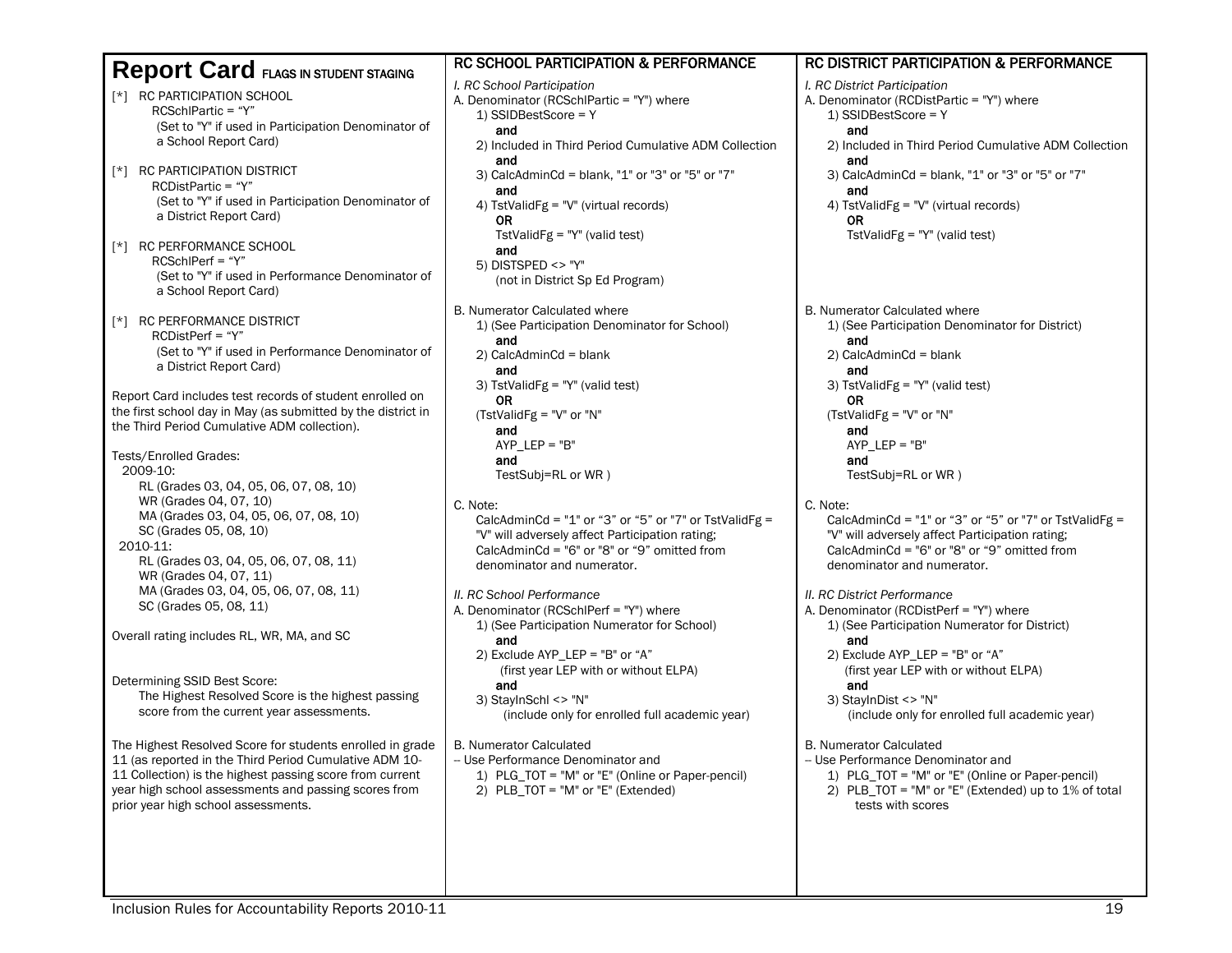# Report Card FLAGS IN STUDENT STAGING

[*] RC PARTICIPATION SCHOOL
RCSchlPartic = "Y"
(Set to "Y" if used in Participation Denominator of a School Report Card)

[*] RC PARTICIPATION DISTRICT
RCDistPartic = "Y"
(Set to "Y" if used in Participation Denominator of a District Report Card)

[*] RC PERFORMANCE SCHOOL
RCSchlPerf = "Y"
(Set to "Y" if used in Performance Denominator of a School Report Card)

[*] RC PERFORMANCE DISTRICT
RCDistPerf = "Y"
(Set to "Y" if used in Performance Denominator of a District Report Card)

Report Card includes test records of student enrolled on the first school day in May (as submitted by the district in the Third Period Cumulative ADM collection).

Tests/Enrolled Grades:

2009-10:
- RL (Grades 03, 04, 05, 06, 07, 08, 10)
- WR (Grades 04, 07, 10)
- MA (Grades 03, 04, 05, 06, 07, 08, 10)
- SC (Grades 05, 08, 10)

2010-11:
- RL (Grades 03, 04, 05, 06, 07, 08, 11)
- WR (Grades 04, 07, 11)
- MA (Grades 03, 04, 05, 06, 07, 08, 11)
- SC (Grades 05, 08, 11)

Overall rating includes RL, WR, MA, and SC

Determining SSID Best Score:
The Highest Resolved Score is the highest passing score from the current year assessments.

The Highest Resolved Score for students enrolled in grade 11 (as reported in the Third Period Cumulative ADM 10-11 Collection) is the highest passing score from current year high school assessments and passing scores from prior year high school assessments.

## RC SCHOOL PARTICIPATION & PERFORMANCE

*I. RC School Participation*

A. Denominator (RCSchlPartic = "Y") where
1) SSIDBestScore = Y
**and**
2) Included in Third Period Cumulative ADM Collection
**and**
3) CalcAdminCd = blank, "1" or "3" or "5" or "7"
**and**
4) TstValidFg = "V" (virtual records)
**OR**
TstValidFg = "Y" (valid test)
**and**
5) DISTSPED <> "Y"
(not in District Sp Ed Program)

B. Numerator Calculated where
1) (See Participation Denominator for School)
**and**
2) CalcAdminCd = blank
**and**
3) TstValidFg = "Y" (valid test)
**OR**
(TstValidFg = "V" or "N"
**and**
AYP_LEP = "B"
**and**
TestSubj=RL or WR )

C. Note:
CalcAdminCd = "1" or "3" or "5" or "7" or TstValidFg = "V" will adversely affect Participation rating;
CalcAdminCd = "6" or "8" or "9" omitted from denominator and numerator.

*II. RC School Performance*

A. Denominator (RCSchlPerf = "Y") where
1) (See Participation Numerator for School)
**and**
2) Exclude AYP_LEP = "B" or "A"
(first year LEP with or without ELPA)
**and**
3) StayInSchl <> "N"
(include only for enrolled full academic year)

B. Numerator Calculated
-- Use Performance Denominator and
1) PLG_TOT = "M" or "E" (Online or Paper-pencil)
2) PLB_TOT = "M" or "E" (Extended)

## RC DISTRICT PARTICIPATION & PERFORMANCE

*I. RC District Participation*

A. Denominator (RCDistPartic = "Y") where
1) SSIDBestScore = Y
**and**
2) Included in Third Period Cumulative ADM Collection
**and**
3) CalcAdminCd = blank, "1" or "3" or "5" or "7"
**and**
4) TstValidFg = "V" (virtual records)
**OR**
TstValidFg = "Y" (valid test)

B. Numerator Calculated where
1) (See Participation Denominator for District)
**and**
2) CalcAdminCd = blank
**and**
3) TstValidFg = "Y" (valid test)
**OR**
(TstValidFg = "V" or "N"
**and**
AYP_LEP = "B"
**and**
TestSubj=RL or WR )

C. Note:
CalcAdminCd = "1" or "3" or "5" or "7" or TstValidFg = "V" will adversely affect Participation rating;
CalcAdminCd = "6" or "8" or "9" omitted from denominator and numerator.

*II. RC District Performance*

A. Denominator (RCDistPerf = "Y") where
1) (See Participation Numerator for District)
**and**
2) Exclude AYP_LEP = "B" or "A"
(first year LEP with or without ELPA)
**and**
3) StayInDist <> "N"
(include only for enrolled full academic year)

B. Numerator Calculated
-- Use Performance Denominator and
1) PLG_TOT = "M" or "E" (Online or Paper-pencil)
2) PLB_TOT = "M" or "E" (Extended) up to 1% of total tests with scores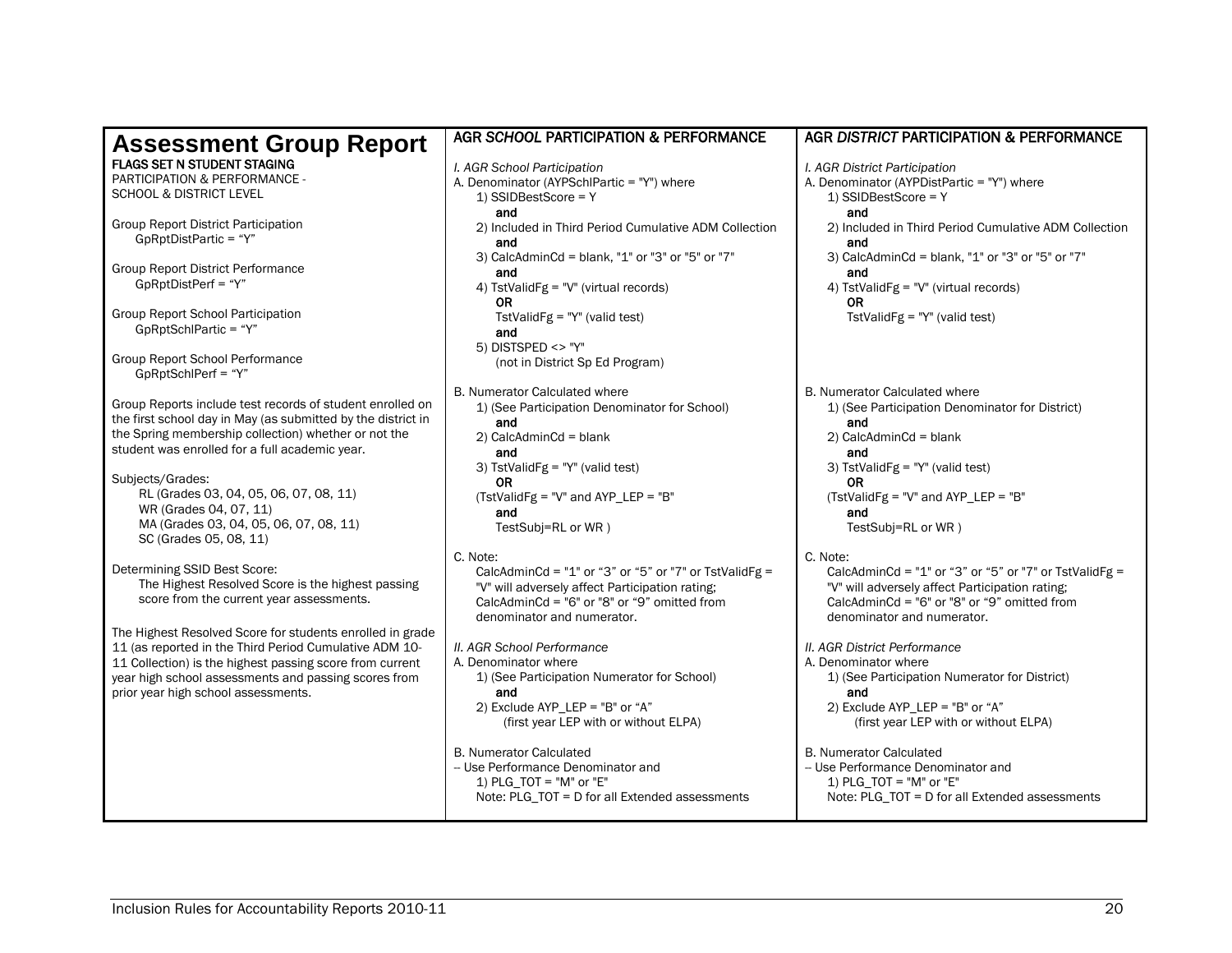# Assessment Group Report

**FLAGS SET N STUDENT STAGING**
PARTICIPATION & PERFORMANCE -
SCHOOL & DISTRICT LEVEL

Group Report District Participation
GpRptDistPartic = "Y"

Group Report District Performance
GpRptDistPerf = "Y"

Group Report School Participation
GpRptSchlPartic = "Y"

Group Report School Performance
GpRptSchlPerf = "Y"

Group Reports include test records of student enrolled on the first school day in May (as submitted by the district in the Spring membership collection) whether or not the student was enrolled for a full academic year.

Subjects/Grades:
- RL (Grades 03, 04, 05, 06, 07, 08, 11)
- WR (Grades 04, 07, 11)
- MA (Grades 03, 04, 05, 06, 07, 08, 11)
- SC (Grades 05, 08, 11)

Determining SSID Best Score:
The Highest Resolved Score is the highest passing score from the current year assessments.

The Highest Resolved Score for students enrolled in grade 11 (as reported in the Third Period Cumulative ADM 10-11 Collection) is the highest passing score from current year high school assessments and passing scores from prior year high school assessments.

## AGR *SCHOOL* PARTICIPATION & PERFORMANCE

*I. AGR School Participation*

A. Denominator (AYPSchlPartic = "Y") where
1) SSIDBestScore = Y
**and**
2) Included in Third Period Cumulative ADM Collection
**and**
3) CalcAdminCd = blank, "1" or "3" or "5" or "7"
**and**
4) TstValidFg = "V" (virtual records)
**OR**
TstValidFg = "Y" (valid test)
**and**
5) DISTSPED <> "Y"
(not in District Sp Ed Program)

B. Numerator Calculated where
1) (See Participation Denominator for School)
**and**
2) CalcAdminCd = blank
**and**
3) TstValidFg = "Y" (valid test)
**OR**
(TstValidFg = "V" and AYP_LEP = "B"
**and**
TestSubj=RL or WR )

C. Note:
CalcAdminCd = "1" or "3" or "5" or "7" or TstValidFg = "V" will adversely affect Participation rating;
CalcAdminCd = "6" or "8" or "9" omitted from denominator and numerator.

*II. AGR School Performance*

A. Denominator where
1) (See Participation Numerator for School)
**and**
2) Exclude AYP_LEP = "B" or "A"
(first year LEP with or without ELPA)

B. Numerator Calculated
-- Use Performance Denominator and
1) PLG_TOT = "M" or "E"
Note: PLG_TOT = D for all Extended assessments

## AGR *DISTRICT* PARTICIPATION & PERFORMANCE

*I. AGR District Participation*

A. Denominator (AYPDistPartic = "Y") where
1) SSIDBestScore = Y
**and**
2) Included in Third Period Cumulative ADM Collection
**and**
3) CalcAdminCd = blank, "1" or "3" or "5" or "7"
**and**
4) TstValidFg = "V" (virtual records)
**OR**
TstValidFg = "Y" (valid test)

B. Numerator Calculated where
1) (See Participation Denominator for District)
**and**
2) CalcAdminCd = blank
**and**
3) TstValidFg = "Y" (valid test)
**OR**
(TstValidFg = "V" and AYP_LEP = "B"
**and**
TestSubj=RL or WR )

C. Note:
CalcAdminCd = "1" or "3" or "5" or "7" or TstValidFg = "V" will adversely affect Participation rating;
CalcAdminCd = "6" or "8" or "9" omitted from denominator and numerator.

*II. AGR District Performance*

A. Denominator where
1) (See Participation Numerator for District)
**and**
2) Exclude AYP_LEP = "B" or "A"
(first year LEP with or without ELPA)

B. Numerator Calculated
-- Use Performance Denominator and
1) PLG_TOT = "M" or "E"
Note: PLG_TOT = D for all Extended assessments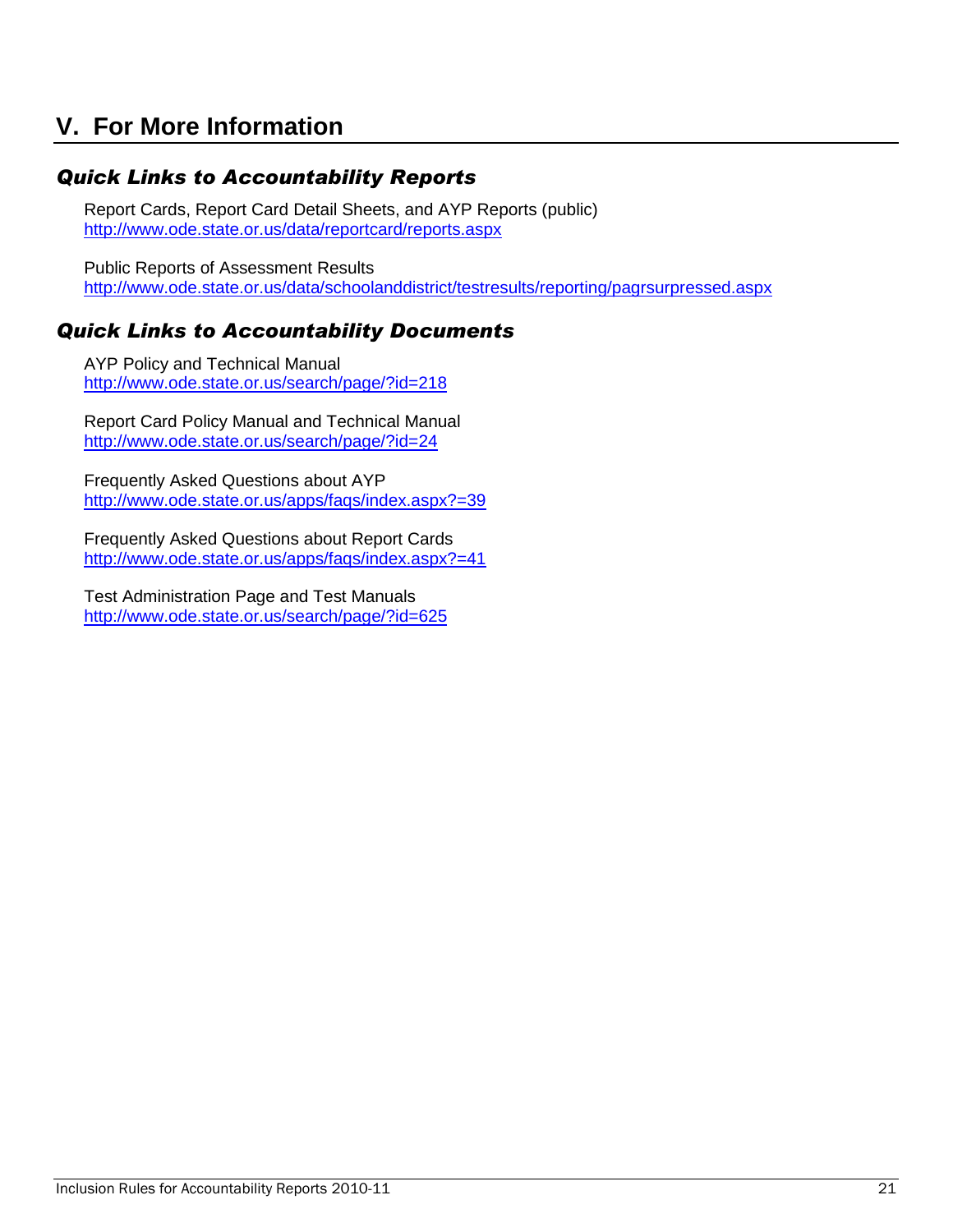## V. For More Information

### *Quick Links to Accountability Reports*

Report Cards, Report Card Detail Sheets, and AYP Reports (public)
http://www.ode.state.or.us/data/reportcard/reports.aspx

Public Reports of Assessment Results
http://www.ode.state.or.us/data/schoolanddistrict/testresults/reporting/pagrsurpressed.aspx

### *Quick Links to Accountability Documents*

AYP Policy and Technical Manual
http://www.ode.state.or.us/search/page/?id=218

Report Card Policy Manual and Technical Manual
http://www.ode.state.or.us/search/page/?id=24

Frequently Asked Questions about AYP
http://www.ode.state.or.us/apps/faqs/index.aspx?=39

Frequently Asked Questions about Report Cards
http://www.ode.state.or.us/apps/faqs/index.aspx?=41

Test Administration Page and Test Manuals
http://www.ode.state.or.us/search/page/?id=625